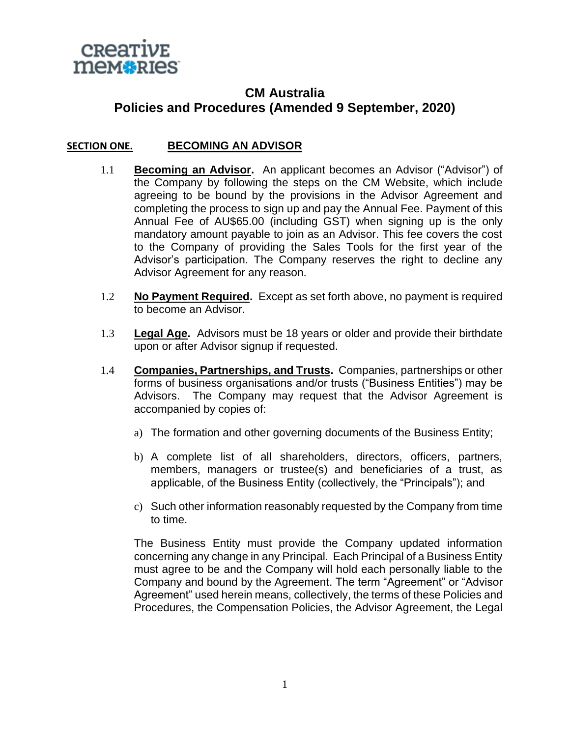# CM Australia
# Policies and Procedures (Amended 9 September, 2020)

## SECTION ONE. BECOMING AN ADVISOR

1.1 **Becoming an Advisor.** An applicant becomes an Advisor ("Advisor") of the Company by following the steps on the CM Website, which include agreeing to be bound by the provisions in the Advisor Agreement and completing the process to sign up and pay the Annual Fee. Payment of this Annual Fee of AU$65.00 (including GST) when signing up is the only mandatory amount payable to join as an Advisor. This fee covers the cost to the Company of providing the Sales Tools for the first year of the Advisor's participation. The Company reserves the right to decline any Advisor Agreement for any reason.

1.2 **No Payment Required.** Except as set forth above, no payment is required to become an Advisor.

1.3 **Legal Age.** Advisors must be 18 years or older and provide their birthdate upon or after Advisor signup if requested.

1.4 **Companies, Partnerships, and Trusts.** Companies, partnerships or other forms of business organisations and/or trusts ("Business Entities") may be Advisors. The Company may request that the Advisor Agreement is accompanied by copies of:

a) The formation and other governing documents of the Business Entity;

b) A complete list of all shareholders, directors, officers, partners, members, managers or trustee(s) and beneficiaries of a trust, as applicable, of the Business Entity (collectively, the "Principals"); and

c) Such other information reasonably requested by the Company from time to time.

The Business Entity must provide the Company updated information concerning any change in any Principal. Each Principal of a Business Entity must agree to be and the Company will hold each personally liable to the Company and bound by the Agreement. The term "Agreement" or "Advisor Agreement" used herein means, collectively, the terms of these Policies and Procedures, the Compensation Policies, the Advisor Agreement, the Legal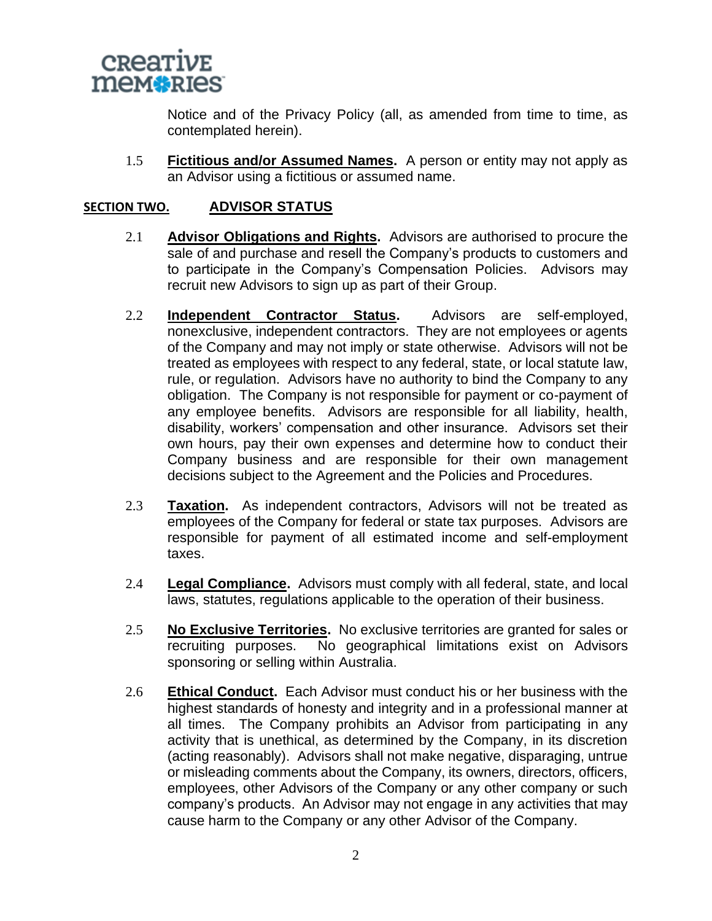Notice and of the Privacy Policy (all, as amended from time to time, as contemplated herein).

1.5 **Fictitious and/or Assumed Names.** A person or entity may not apply as an Advisor using a fictitious or assumed name.

## SECTION TWO. ADVISOR STATUS

2.1 **Advisor Obligations and Rights.** Advisors are authorised to procure the sale of and purchase and resell the Company's products to customers and to participate in the Company's Compensation Policies. Advisors may recruit new Advisors to sign up as part of their Group.

2.2 **Independent Contractor Status.** Advisors are self-employed, nonexclusive, independent contractors. They are not employees or agents of the Company and may not imply or state otherwise. Advisors will not be treated as employees with respect to any federal, state, or local statute law, rule, or regulation. Advisors have no authority to bind the Company to any obligation. The Company is not responsible for payment or co-payment of any employee benefits. Advisors are responsible for all liability, health, disability, workers' compensation and other insurance. Advisors set their own hours, pay their own expenses and determine how to conduct their Company business and are responsible for their own management decisions subject to the Agreement and the Policies and Procedures.

2.3 **Taxation.** As independent contractors, Advisors will not be treated as employees of the Company for federal or state tax purposes. Advisors are responsible for payment of all estimated income and self-employment taxes.

2.4 **Legal Compliance.** Advisors must comply with all federal, state, and local laws, statutes, regulations applicable to the operation of their business.

2.5 **No Exclusive Territories.** No exclusive territories are granted for sales or recruiting purposes. No geographical limitations exist on Advisors sponsoring or selling within Australia.

2.6 **Ethical Conduct.** Each Advisor must conduct his or her business with the highest standards of honesty and integrity and in a professional manner at all times. The Company prohibits an Advisor from participating in any activity that is unethical, as determined by the Company, in its discretion (acting reasonably). Advisors shall not make negative, disparaging, untrue or misleading comments about the Company, its owners, directors, officers, employees, other Advisors of the Company or any other company or such company's products. An Advisor may not engage in any activities that may cause harm to the Company or any other Advisor of the Company.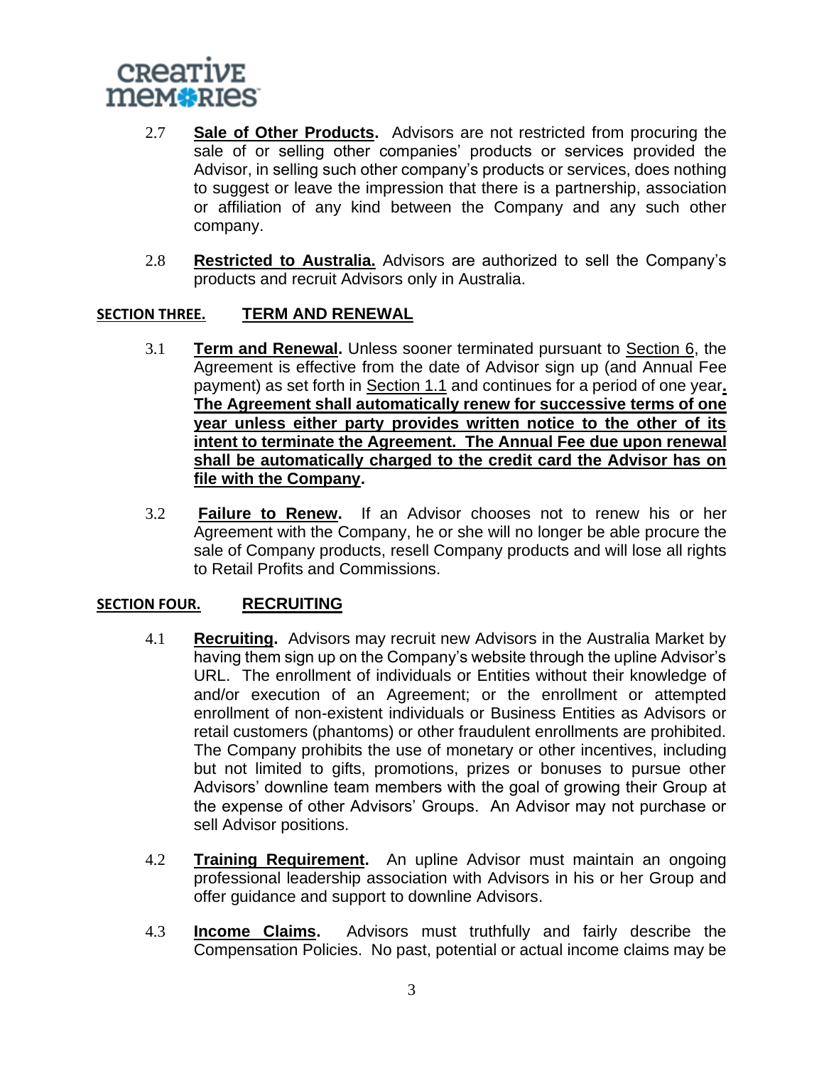2.7 **Sale of Other Products.** Advisors are not restricted from procuring the sale of or selling other companies' products or services provided the Advisor, in selling such other company's products or services, does nothing to suggest or leave the impression that there is a partnership, association or affiliation of any kind between the Company and any such other company.

2.8 **Restricted to Australia.** Advisors are authorized to sell the Company's products and recruit Advisors only in Australia.

## SECTION THREE. TERM AND RENEWAL

3.1 **Term and Renewal.** Unless sooner terminated pursuant to Section 6, the Agreement is effective from the date of Advisor sign up (and Annual Fee payment) as set forth in Section 1.1 and continues for a period of one year. **The Agreement shall automatically renew for successive terms of one year unless either party provides written notice to the other of its intent to terminate the Agreement. The Annual Fee due upon renewal shall be automatically charged to the credit card the Advisor has on file with the Company.**

3.2 **Failure to Renew.** If an Advisor chooses not to renew his or her Agreement with the Company, he or she will no longer be able procure the sale of Company products, resell Company products and will lose all rights to Retail Profits and Commissions.

## SECTION FOUR. RECRUITING

4.1 **Recruiting.** Advisors may recruit new Advisors in the Australia Market by having them sign up on the Company's website through the upline Advisor's URL. The enrollment of individuals or Entities without their knowledge of and/or execution of an Agreement; or the enrollment or attempted enrollment of non-existent individuals or Business Entities as Advisors or retail customers (phantoms) or other fraudulent enrollments are prohibited. The Company prohibits the use of monetary or other incentives, including but not limited to gifts, promotions, prizes or bonuses to pursue other Advisors' downline team members with the goal of growing their Group at the expense of other Advisors' Groups. An Advisor may not purchase or sell Advisor positions.

4.2 **Training Requirement.** An upline Advisor must maintain an ongoing professional leadership association with Advisors in his or her Group and offer guidance and support to downline Advisors.

4.3 **Income Claims.** Advisors must truthfully and fairly describe the Compensation Policies. No past, potential or actual income claims may be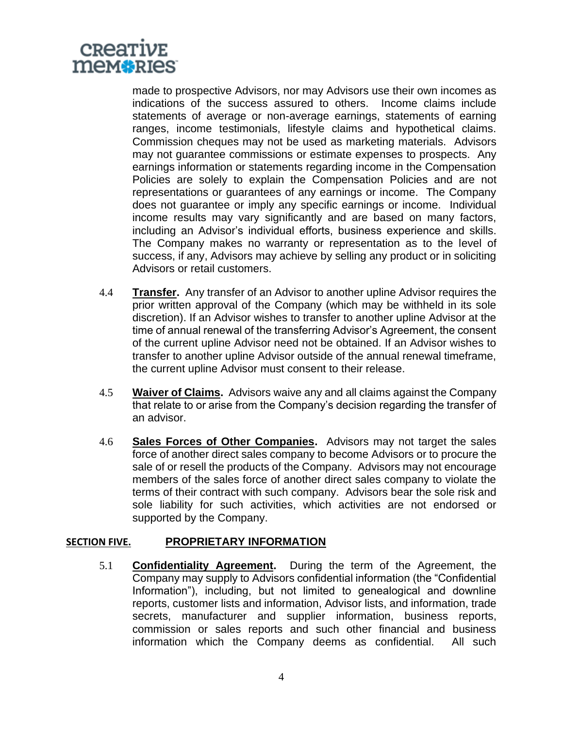made to prospective Advisors, nor may Advisors use their own incomes as indications of the success assured to others. Income claims include statements of average or non-average earnings, statements of earning ranges, income testimonials, lifestyle claims and hypothetical claims. Commission cheques may not be used as marketing materials. Advisors may not guarantee commissions or estimate expenses to prospects. Any earnings information or statements regarding income in the Compensation Policies are solely to explain the Compensation Policies and are not representations or guarantees of any earnings or income. The Company does not guarantee or imply any specific earnings or income. Individual income results may vary significantly and are based on many factors, including an Advisor's individual efforts, business experience and skills. The Company makes no warranty or representation as to the level of success, if any, Advisors may achieve by selling any product or in soliciting Advisors or retail customers.

4.4 **Transfer.** Any transfer of an Advisor to another upline Advisor requires the prior written approval of the Company (which may be withheld in its sole discretion). If an Advisor wishes to transfer to another upline Advisor at the time of annual renewal of the transferring Advisor's Agreement, the consent of the current upline Advisor need not be obtained. If an Advisor wishes to transfer to another upline Advisor outside of the annual renewal timeframe, the current upline Advisor must consent to their release.

4.5 **Waiver of Claims.** Advisors waive any and all claims against the Company that relate to or arise from the Company's decision regarding the transfer of an advisor.

4.6 **Sales Forces of Other Companies.** Advisors may not target the sales force of another direct sales company to become Advisors or to procure the sale of or resell the products of the Company. Advisors may not encourage members of the sales force of another direct sales company to violate the terms of their contract with such company. Advisors bear the sole risk and sole liability for such activities, which activities are not endorsed or supported by the Company.

## SECTION FIVE. PROPRIETARY INFORMATION

5.1 **Confidentiality Agreement.** During the term of the Agreement, the Company may supply to Advisors confidential information (the "Confidential Information"), including, but not limited to genealogical and downline reports, customer lists and information, Advisor lists, and information, trade secrets, manufacturer and supplier information, business reports, commission or sales reports and such other financial and business information which the Company deems as confidential. All such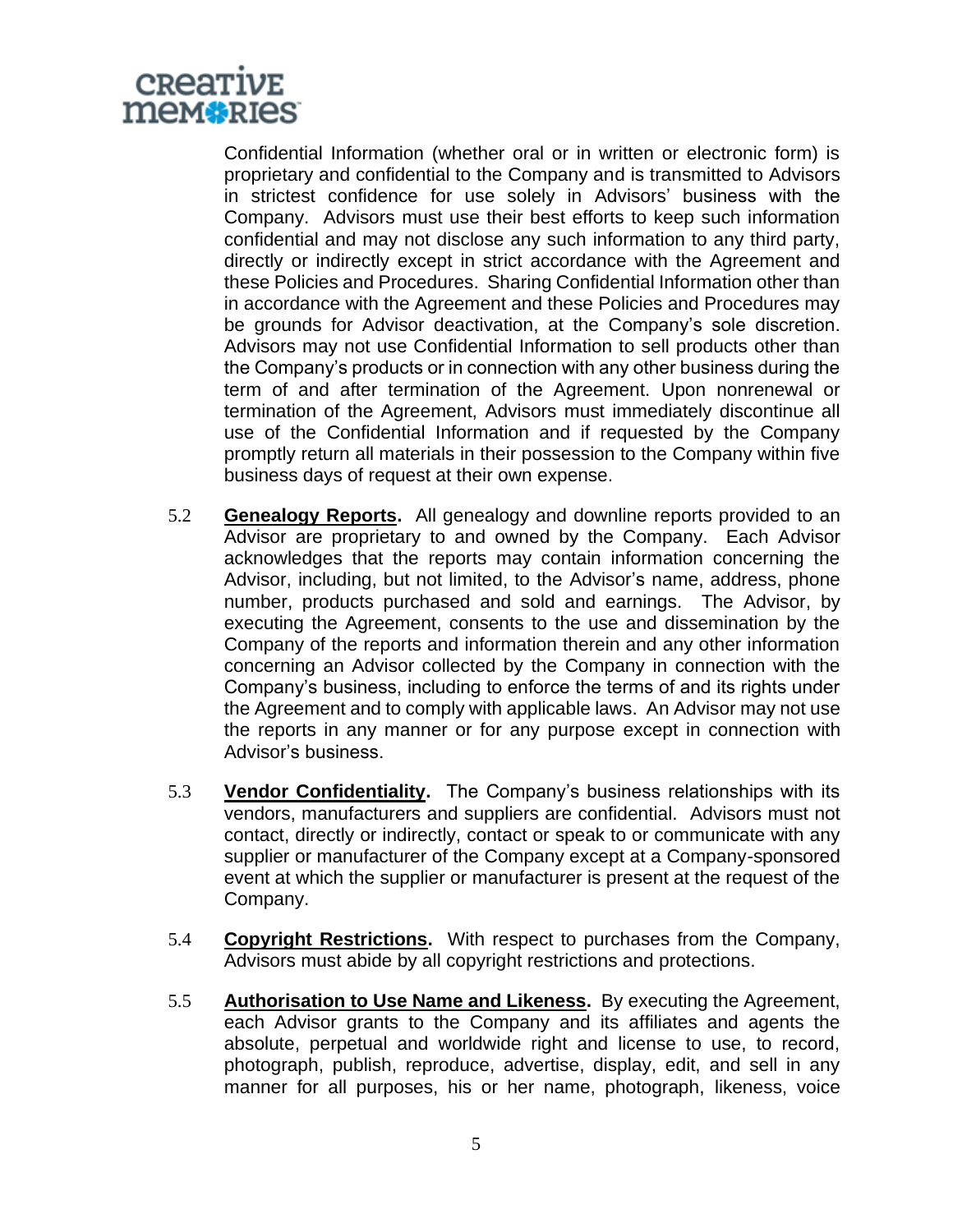Confidential Information (whether oral or in written or electronic form) is proprietary and confidential to the Company and is transmitted to Advisors in strictest confidence for use solely in Advisors' business with the Company. Advisors must use their best efforts to keep such information confidential and may not disclose any such information to any third party, directly or indirectly except in strict accordance with the Agreement and these Policies and Procedures. Sharing Confidential Information other than in accordance with the Agreement and these Policies and Procedures may be grounds for Advisor deactivation, at the Company's sole discretion. Advisors may not use Confidential Information to sell products other than the Company's products or in connection with any other business during the term of and after termination of the Agreement. Upon nonrenewal or termination of the Agreement, Advisors must immediately discontinue all use of the Confidential Information and if requested by the Company promptly return all materials in their possession to the Company within five business days of request at their own expense.

5.2 **Genealogy Reports.** All genealogy and downline reports provided to an Advisor are proprietary to and owned by the Company. Each Advisor acknowledges that the reports may contain information concerning the Advisor, including, but not limited, to the Advisor's name, address, phone number, products purchased and sold and earnings. The Advisor, by executing the Agreement, consents to the use and dissemination by the Company of the reports and information therein and any other information concerning an Advisor collected by the Company in connection with the Company's business, including to enforce the terms of and its rights under the Agreement and to comply with applicable laws. An Advisor may not use the reports in any manner or for any purpose except in connection with Advisor's business.

5.3 **Vendor Confidentiality.** The Company's business relationships with its vendors, manufacturers and suppliers are confidential. Advisors must not contact, directly or indirectly, contact or speak to or communicate with any supplier or manufacturer of the Company except at a Company-sponsored event at which the supplier or manufacturer is present at the request of the Company.

5.4 **Copyright Restrictions.** With respect to purchases from the Company, Advisors must abide by all copyright restrictions and protections.

5.5 **Authorisation to Use Name and Likeness.** By executing the Agreement, each Advisor grants to the Company and its affiliates and agents the absolute, perpetual and worldwide right and license to use, to record, photograph, publish, reproduce, advertise, display, edit, and sell in any manner for all purposes, his or her name, photograph, likeness, voice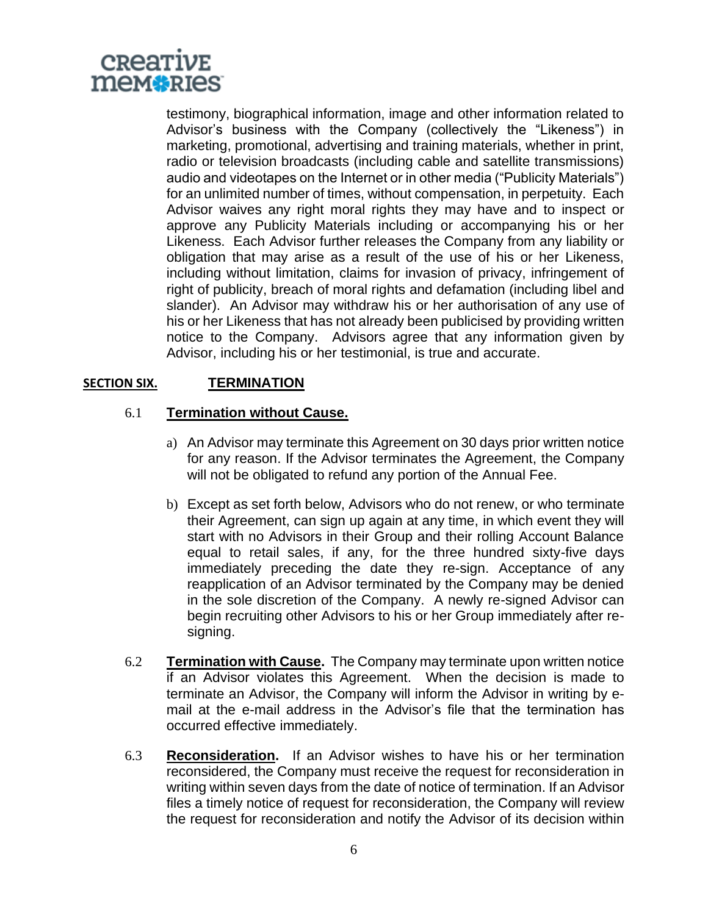testimony, biographical information, image and other information related to Advisor's business with the Company (collectively the "Likeness") in marketing, promotional, advertising and training materials, whether in print, radio or television broadcasts (including cable and satellite transmissions) audio and videotapes on the Internet or in other media ("Publicity Materials") for an unlimited number of times, without compensation, in perpetuity. Each Advisor waives any right moral rights they may have and to inspect or approve any Publicity Materials including or accompanying his or her Likeness. Each Advisor further releases the Company from any liability or obligation that may arise as a result of the use of his or her Likeness, including without limitation, claims for invasion of privacy, infringement of right of publicity, breach of moral rights and defamation (including libel and slander). An Advisor may withdraw his or her authorisation of any use of his or her Likeness that has not already been publicised by providing written notice to the Company. Advisors agree that any information given by Advisor, including his or her testimonial, is true and accurate.

## SECTION SIX. TERMINATION

### 6.1 Termination without Cause.

a) An Advisor may terminate this Agreement on 30 days prior written notice for any reason. If the Advisor terminates the Agreement, the Company will not be obligated to refund any portion of the Annual Fee.

b) Except as set forth below, Advisors who do not renew, or who terminate their Agreement, can sign up again at any time, in which event they will start with no Advisors in their Group and their rolling Account Balance equal to retail sales, if any, for the three hundred sixty-five days immediately preceding the date they re-sign. Acceptance of any reapplication of an Advisor terminated by the Company may be denied in the sole discretion of the Company. A newly re-signed Advisor can begin recruiting other Advisors to his or her Group immediately after re-signing.

6.2 **Termination with Cause.** The Company may terminate upon written notice if an Advisor violates this Agreement. When the decision is made to terminate an Advisor, the Company will inform the Advisor in writing by e-mail at the e-mail address in the Advisor's file that the termination has occurred effective immediately.

6.3 **Reconsideration.** If an Advisor wishes to have his or her termination reconsidered, the Company must receive the request for reconsideration in writing within seven days from the date of notice of termination. If an Advisor files a timely notice of request for reconsideration, the Company will review the request for reconsideration and notify the Advisor of its decision within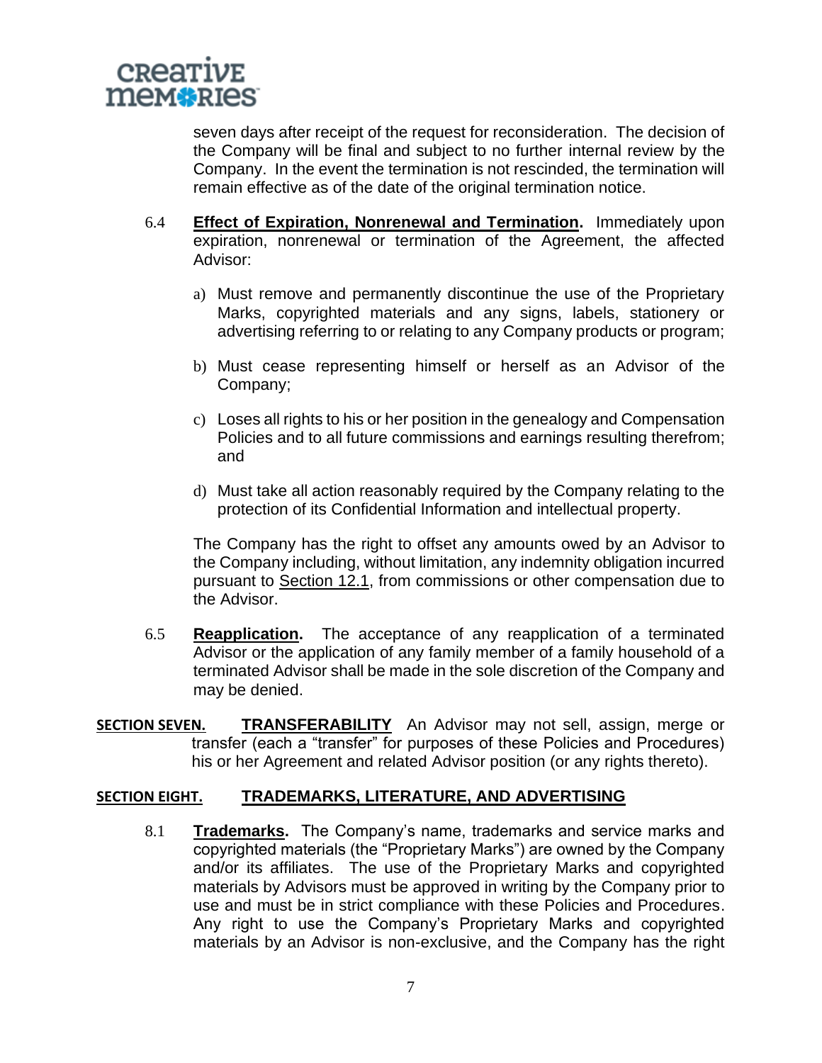seven days after receipt of the request for reconsideration. The decision of the Company will be final and subject to no further internal review by the Company. In the event the termination is not rescinded, the termination will remain effective as of the date of the original termination notice.

6.4 **Effect of Expiration, Nonrenewal and Termination.** Immediately upon expiration, nonrenewal or termination of the Agreement, the affected Advisor:

a) Must remove and permanently discontinue the use of the Proprietary Marks, copyrighted materials and any signs, labels, stationery or advertising referring to or relating to any Company products or program;

b) Must cease representing himself or herself as an Advisor of the Company;

c) Loses all rights to his or her position in the genealogy and Compensation Policies and to all future commissions and earnings resulting therefrom; and

d) Must take all action reasonably required by the Company relating to the protection of its Confidential Information and intellectual property.

The Company has the right to offset any amounts owed by an Advisor to the Company including, without limitation, any indemnity obligation incurred pursuant to Section 12.1, from commissions or other compensation due to the Advisor.

6.5 **Reapplication.** The acceptance of any reapplication of a terminated Advisor or the application of any family member of a family household of a terminated Advisor shall be made in the sole discretion of the Company and may be denied.

**SECTION SEVEN. TRANSFERABILITY** An Advisor may not sell, assign, merge or transfer (each a "transfer" for purposes of these Policies and Procedures) his or her Agreement and related Advisor position (or any rights thereto).

## SECTION EIGHT. TRADEMARKS, LITERATURE, AND ADVERTISING

8.1 **Trademarks.** The Company's name, trademarks and service marks and copyrighted materials (the "Proprietary Marks") are owned by the Company and/or its affiliates. The use of the Proprietary Marks and copyrighted materials by Advisors must be approved in writing by the Company prior to use and must be in strict compliance with these Policies and Procedures. Any right to use the Company's Proprietary Marks and copyrighted materials by an Advisor is non-exclusive, and the Company has the right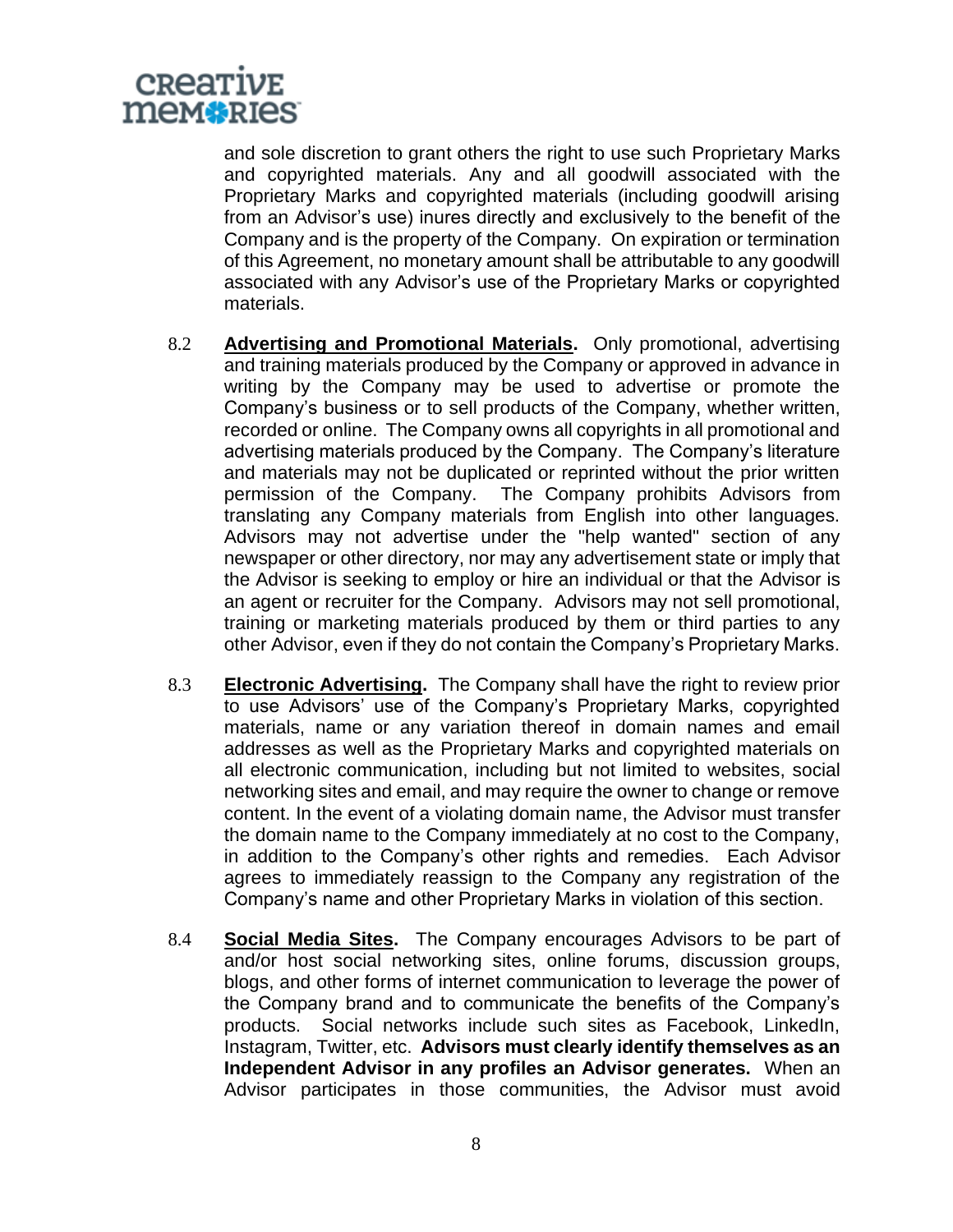and sole discretion to grant others the right to use such Proprietary Marks and copyrighted materials. Any and all goodwill associated with the Proprietary Marks and copyrighted materials (including goodwill arising from an Advisor's use) inures directly and exclusively to the benefit of the Company and is the property of the Company. On expiration or termination of this Agreement, no monetary amount shall be attributable to any goodwill associated with any Advisor's use of the Proprietary Marks or copyrighted materials.

8.2 **Advertising and Promotional Materials.** Only promotional, advertising and training materials produced by the Company or approved in advance in writing by the Company may be used to advertise or promote the Company's business or to sell products of the Company, whether written, recorded or online. The Company owns all copyrights in all promotional and advertising materials produced by the Company. The Company's literature and materials may not be duplicated or reprinted without the prior written permission of the Company. The Company prohibits Advisors from translating any Company materials from English into other languages. Advisors may not advertise under the "help wanted" section of any newspaper or other directory, nor may any advertisement state or imply that the Advisor is seeking to employ or hire an individual or that the Advisor is an agent or recruiter for the Company. Advisors may not sell promotional, training or marketing materials produced by them or third parties to any other Advisor, even if they do not contain the Company's Proprietary Marks.

8.3 **Electronic Advertising.** The Company shall have the right to review prior to use Advisors' use of the Company's Proprietary Marks, copyrighted materials, name or any variation thereof in domain names and email addresses as well as the Proprietary Marks and copyrighted materials on all electronic communication, including but not limited to websites, social networking sites and email, and may require the owner to change or remove content. In the event of a violating domain name, the Advisor must transfer the domain name to the Company immediately at no cost to the Company, in addition to the Company's other rights and remedies. Each Advisor agrees to immediately reassign to the Company any registration of the Company's name and other Proprietary Marks in violation of this section.

8.4 **Social Media Sites.** The Company encourages Advisors to be part of and/or host social networking sites, online forums, discussion groups, blogs, and other forms of internet communication to leverage the power of the Company brand and to communicate the benefits of the Company's products. Social networks include such sites as Facebook, LinkedIn, Instagram, Twitter, etc. **Advisors must clearly identify themselves as an Independent Advisor in any profiles an Advisor generates.** When an Advisor participates in those communities, the Advisor must avoid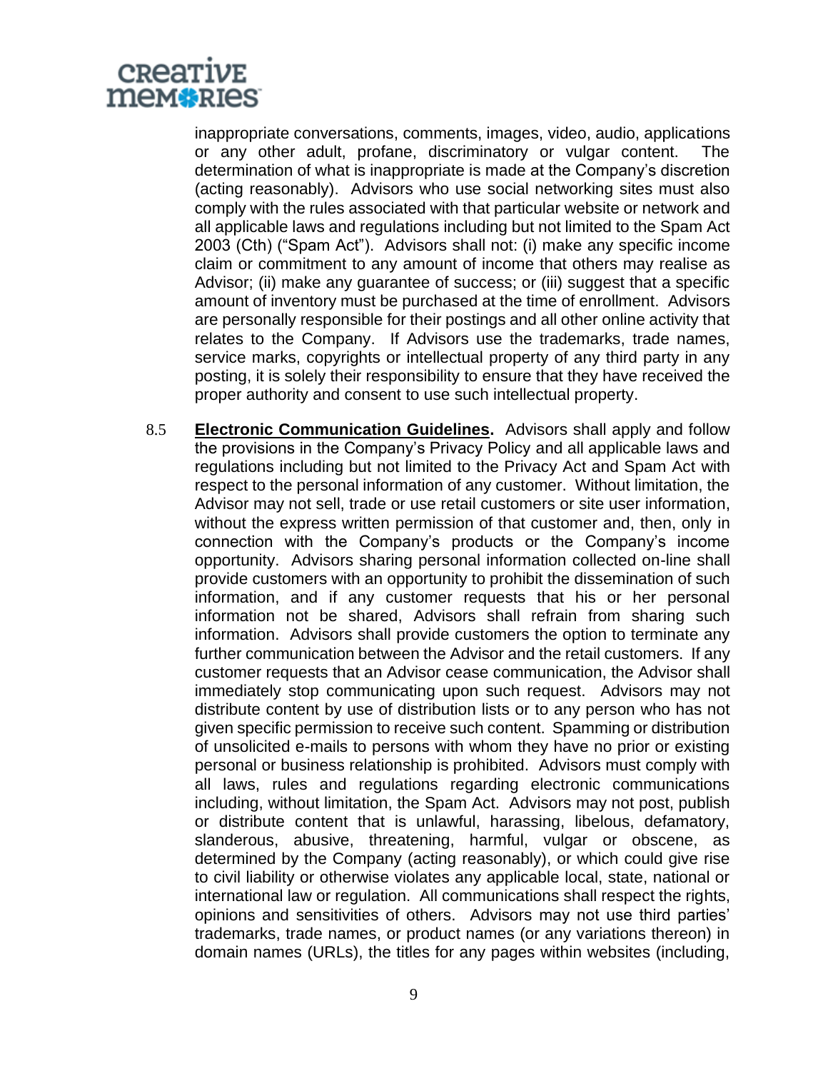inappropriate conversations, comments, images, video, audio, applications or any other adult, profane, discriminatory or vulgar content. The determination of what is inappropriate is made at the Company's discretion (acting reasonably). Advisors who use social networking sites must also comply with the rules associated with that particular website or network and all applicable laws and regulations including but not limited to the Spam Act 2003 (Cth) ("Spam Act"). Advisors shall not: (i) make any specific income claim or commitment to any amount of income that others may realise as Advisor; (ii) make any guarantee of success; or (iii) suggest that a specific amount of inventory must be purchased at the time of enrollment. Advisors are personally responsible for their postings and all other online activity that relates to the Company. If Advisors use the trademarks, trade names, service marks, copyrights or intellectual property of any third party in any posting, it is solely their responsibility to ensure that they have received the proper authority and consent to use such intellectual property.

8.5 **Electronic Communication Guidelines.** Advisors shall apply and follow the provisions in the Company's Privacy Policy and all applicable laws and regulations including but not limited to the Privacy Act and Spam Act with respect to the personal information of any customer. Without limitation, the Advisor may not sell, trade or use retail customers or site user information, without the express written permission of that customer and, then, only in connection with the Company's products or the Company's income opportunity. Advisors sharing personal information collected on-line shall provide customers with an opportunity to prohibit the dissemination of such information, and if any customer requests that his or her personal information not be shared, Advisors shall refrain from sharing such information. Advisors shall provide customers the option to terminate any further communication between the Advisor and the retail customers. If any customer requests that an Advisor cease communication, the Advisor shall immediately stop communicating upon such request. Advisors may not distribute content by use of distribution lists or to any person who has not given specific permission to receive such content. Spamming or distribution of unsolicited e-mails to persons with whom they have no prior or existing personal or business relationship is prohibited. Advisors must comply with all laws, rules and regulations regarding electronic communications including, without limitation, the Spam Act. Advisors may not post, publish or distribute content that is unlawful, harassing, libelous, defamatory, slanderous, abusive, threatening, harmful, vulgar or obscene, as determined by the Company (acting reasonably), or which could give rise to civil liability or otherwise violates any applicable local, state, national or international law or regulation. All communications shall respect the rights, opinions and sensitivities of others. Advisors may not use third parties' trademarks, trade names, or product names (or any variations thereon) in domain names (URLs), the titles for any pages within websites (including,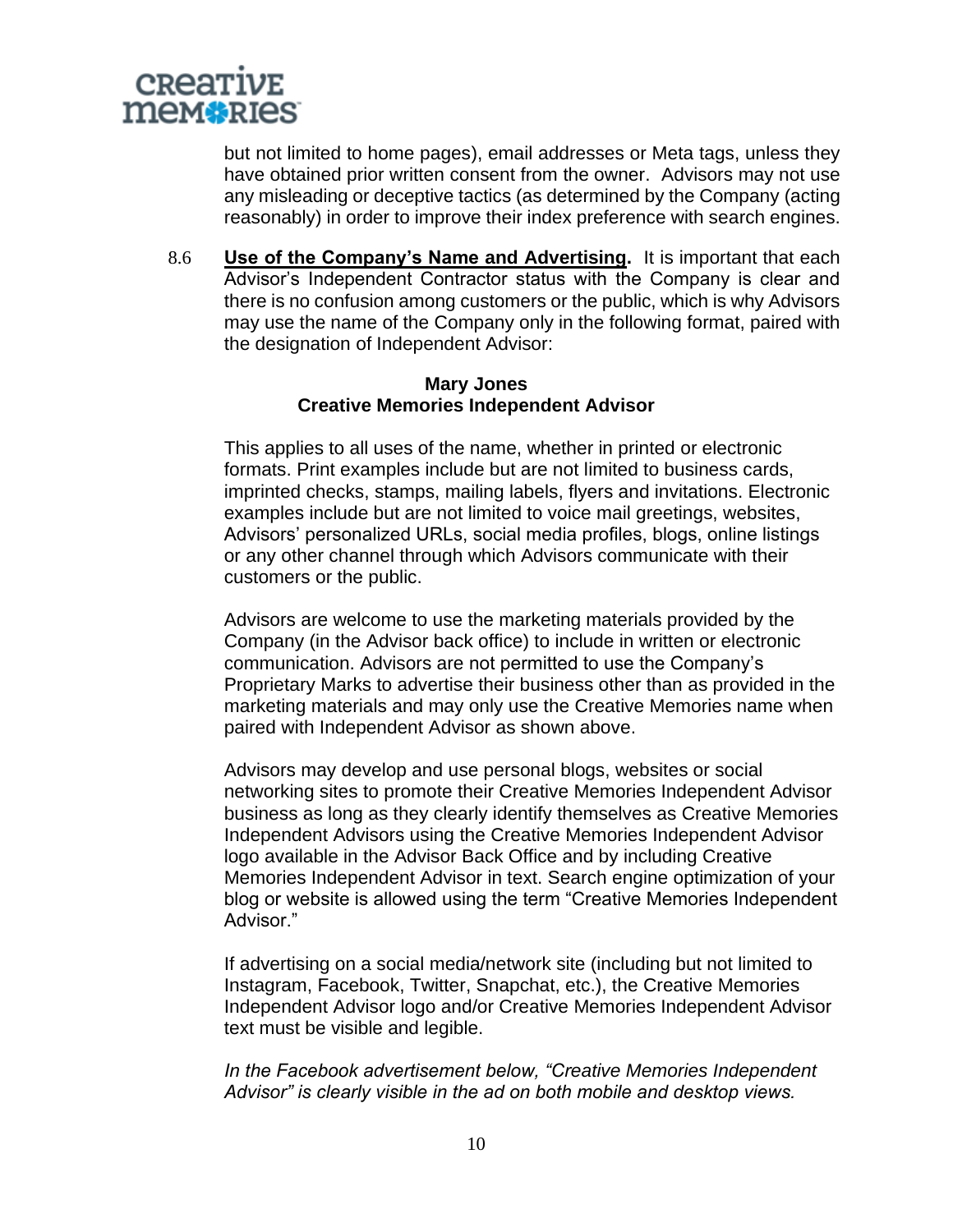but not limited to home pages), email addresses or Meta tags, unless they have obtained prior written consent from the owner. Advisors may not use any misleading or deceptive tactics (as determined by the Company (acting reasonably) in order to improve their index preference with search engines.

8.6 **Use of the Company's Name and Advertising.** It is important that each Advisor's Independent Contractor status with the Company is clear and there is no confusion among customers or the public, which is why Advisors may use the name of the Company only in the following format, paired with the designation of Independent Advisor:

**Mary Jones**
**Creative Memories Independent Advisor**

This applies to all uses of the name, whether in printed or electronic formats. Print examples include but are not limited to business cards, imprinted checks, stamps, mailing labels, flyers and invitations. Electronic examples include but are not limited to voice mail greetings, websites, Advisors' personalized URLs, social media profiles, blogs, online listings or any other channel through which Advisors communicate with their customers or the public.

Advisors are welcome to use the marketing materials provided by the Company (in the Advisor back office) to include in written or electronic communication. Advisors are not permitted to use the Company's Proprietary Marks to advertise their business other than as provided in the marketing materials and may only use the Creative Memories name when paired with Independent Advisor as shown above.

Advisors may develop and use personal blogs, websites or social networking sites to promote their Creative Memories Independent Advisor business as long as they clearly identify themselves as Creative Memories Independent Advisors using the Creative Memories Independent Advisor logo available in the Advisor Back Office and by including Creative Memories Independent Advisor in text. Search engine optimization of your blog or website is allowed using the term "Creative Memories Independent Advisor."

If advertising on a social media/network site (including but not limited to Instagram, Facebook, Twitter, Snapchat, etc.), the Creative Memories Independent Advisor logo and/or Creative Memories Independent Advisor text must be visible and legible.

*In the Facebook advertisement below, "Creative Memories Independent Advisor" is clearly visible in the ad on both mobile and desktop views.*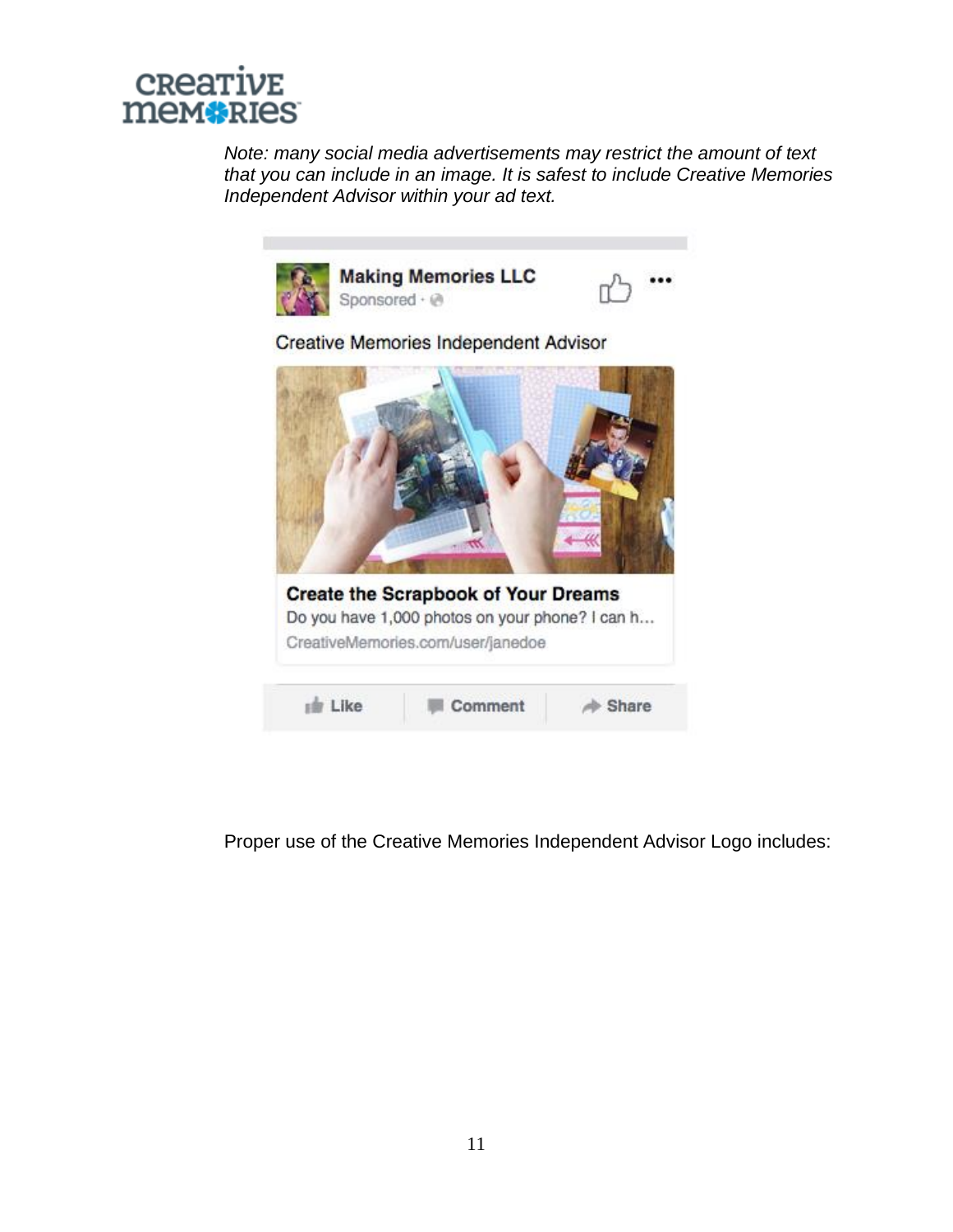*Note: many social media advertisements may restrict the amount of text that you can include in an image. It is safest to include Creative Memories Independent Advisor within your ad text.*

Making Memories LLC
Sponsored ·

Creative Memories Independent Advisor

**Create the Scrapbook of Your Dreams**
Do you have 1,000 photos on your phone? I can h...
CreativeMemories.com/user/janedoe

Like Comment Share

Proper use of the Creative Memories Independent Advisor Logo includes: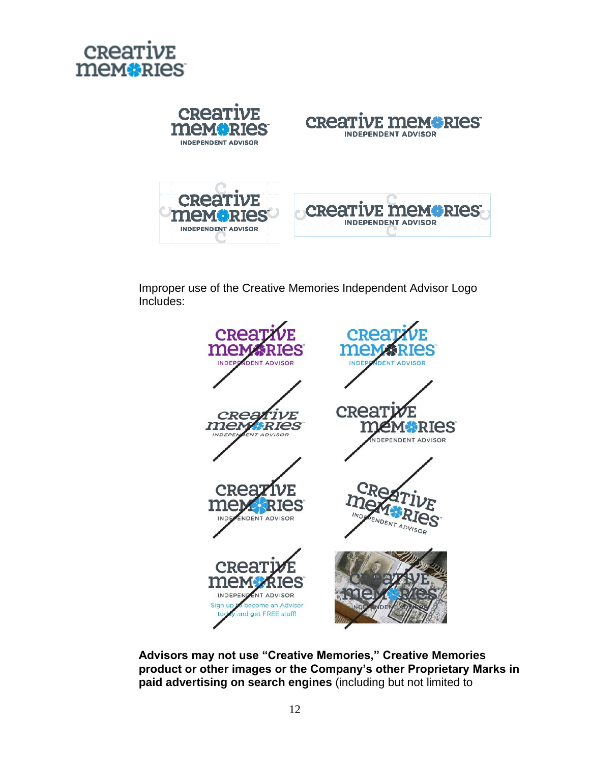Improper use of the Creative Memories Independent Advisor Logo Includes:

**Advisors may not use "Creative Memories," Creative Memories product or other images or the Company's other Proprietary Marks in paid advertising on search engines** (including but not limited to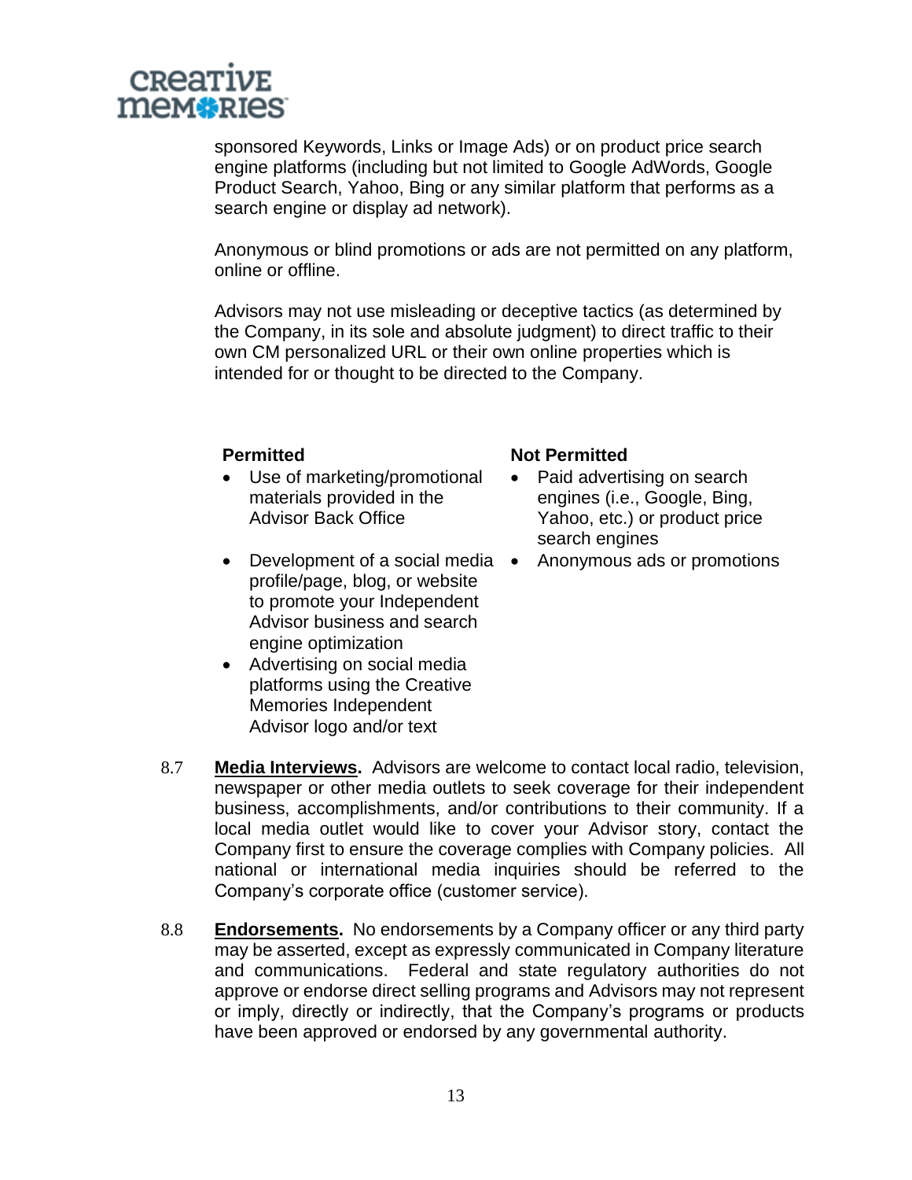sponsored Keywords, Links or Image Ads) or on product price search engine platforms (including but not limited to Google AdWords, Google Product Search, Yahoo, Bing or any similar platform that performs as a search engine or display ad network).

Anonymous or blind promotions or ads are not permitted on any platform, online or offline.

Advisors may not use misleading or deceptive tactics (as determined by the Company, in its sole and absolute judgment) to direct traffic to their own CM personalized URL or their own online properties which is intended for or thought to be directed to the Company.

| **Permitted** | **Not Permitted** |
|---|---|
| • Use of marketing/promotional materials provided in the Advisor Back Office | • Paid advertising on search engines (i.e., Google, Bing, Yahoo, etc.) or product price search engines |
| • Development of a social media profile/page, blog, or website to promote your Independent Advisor business and search engine optimization | • Anonymous ads or promotions |
| • Advertising on social media platforms using the Creative Memories Independent Advisor logo and/or text | |

8.7 **Media Interviews.** Advisors are welcome to contact local radio, television, newspaper or other media outlets to seek coverage for their independent business, accomplishments, and/or contributions to their community. If a local media outlet would like to cover your Advisor story, contact the Company first to ensure the coverage complies with Company policies. All national or international media inquiries should be referred to the Company's corporate office (customer service).

8.8 **Endorsements.** No endorsements by a Company officer or any third party may be asserted, except as expressly communicated in Company literature and communications. Federal and state regulatory authorities do not approve or endorse direct selling programs and Advisors may not represent or imply, directly or indirectly, that the Company's programs or products have been approved or endorsed by any governmental authority.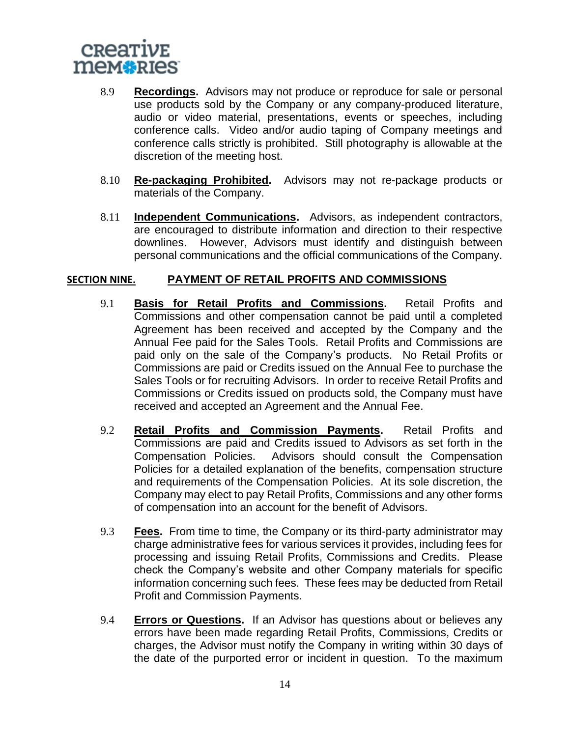8.9 **Recordings.** Advisors may not produce or reproduce for sale or personal use products sold by the Company or any company-produced literature, audio or video material, presentations, events or speeches, including conference calls. Video and/or audio taping of Company meetings and conference calls strictly is prohibited. Still photography is allowable at the discretion of the meeting host.

8.10 **Re-packaging Prohibited.** Advisors may not re-package products or materials of the Company.

8.11 **Independent Communications.** Advisors, as independent contractors, are encouraged to distribute information and direction to their respective downlines. However, Advisors must identify and distinguish between personal communications and the official communications of the Company.

## SECTION NINE. PAYMENT OF RETAIL PROFITS AND COMMISSIONS

9.1 **Basis for Retail Profits and Commissions.** Retail Profits and Commissions and other compensation cannot be paid until a completed Agreement has been received and accepted by the Company and the Annual Fee paid for the Sales Tools. Retail Profits and Commissions are paid only on the sale of the Company's products. No Retail Profits or Commissions are paid or Credits issued on the Annual Fee to purchase the Sales Tools or for recruiting Advisors. In order to receive Retail Profits and Commissions or Credits issued on products sold, the Company must have received and accepted an Agreement and the Annual Fee.

9.2 **Retail Profits and Commission Payments.** Retail Profits and Commissions are paid and Credits issued to Advisors as set forth in the Compensation Policies. Advisors should consult the Compensation Policies for a detailed explanation of the benefits, compensation structure and requirements of the Compensation Policies. At its sole discretion, the Company may elect to pay Retail Profits, Commissions and any other forms of compensation into an account for the benefit of Advisors.

9.3 **Fees.** From time to time, the Company or its third-party administrator may charge administrative fees for various services it provides, including fees for processing and issuing Retail Profits, Commissions and Credits. Please check the Company's website and other Company materials for specific information concerning such fees. These fees may be deducted from Retail Profit and Commission Payments.

9.4 **Errors or Questions.** If an Advisor has questions about or believes any errors have been made regarding Retail Profits, Commissions, Credits or charges, the Advisor must notify the Company in writing within 30 days of the date of the purported error or incident in question. To the maximum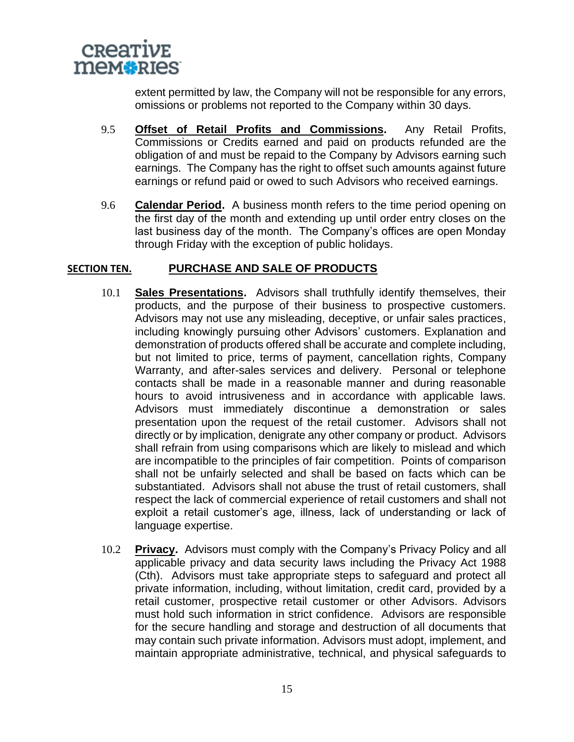extent permitted by law, the Company will not be responsible for any errors, omissions or problems not reported to the Company within 30 days.

9.5 **Offset of Retail Profits and Commissions.** Any Retail Profits, Commissions or Credits earned and paid on products refunded are the obligation of and must be repaid to the Company by Advisors earning such earnings. The Company has the right to offset such amounts against future earnings or refund paid or owed to such Advisors who received earnings.

9.6 **Calendar Period.** A business month refers to the time period opening on the first day of the month and extending up until order entry closes on the last business day of the month. The Company's offices are open Monday through Friday with the exception of public holidays.

## SECTION TEN. PURCHASE AND SALE OF PRODUCTS

10.1 **Sales Presentations.** Advisors shall truthfully identify themselves, their products, and the purpose of their business to prospective customers. Advisors may not use any misleading, deceptive, or unfair sales practices, including knowingly pursuing other Advisors' customers. Explanation and demonstration of products offered shall be accurate and complete including, but not limited to price, terms of payment, cancellation rights, Company Warranty, and after-sales services and delivery. Personal or telephone contacts shall be made in a reasonable manner and during reasonable hours to avoid intrusiveness and in accordance with applicable laws. Advisors must immediately discontinue a demonstration or sales presentation upon the request of the retail customer. Advisors shall not directly or by implication, denigrate any other company or product. Advisors shall refrain from using comparisons which are likely to mislead and which are incompatible to the principles of fair competition. Points of comparison shall not be unfairly selected and shall be based on facts which can be substantiated. Advisors shall not abuse the trust of retail customers, shall respect the lack of commercial experience of retail customers and shall not exploit a retail customer's age, illness, lack of understanding or lack of language expertise.

10.2 **Privacy.** Advisors must comply with the Company's Privacy Policy and all applicable privacy and data security laws including the Privacy Act 1988 (Cth). Advisors must take appropriate steps to safeguard and protect all private information, including, without limitation, credit card, provided by a retail customer, prospective retail customer or other Advisors. Advisors must hold such information in strict confidence. Advisors are responsible for the secure handling and storage and destruction of all documents that may contain such private information. Advisors must adopt, implement, and maintain appropriate administrative, technical, and physical safeguards to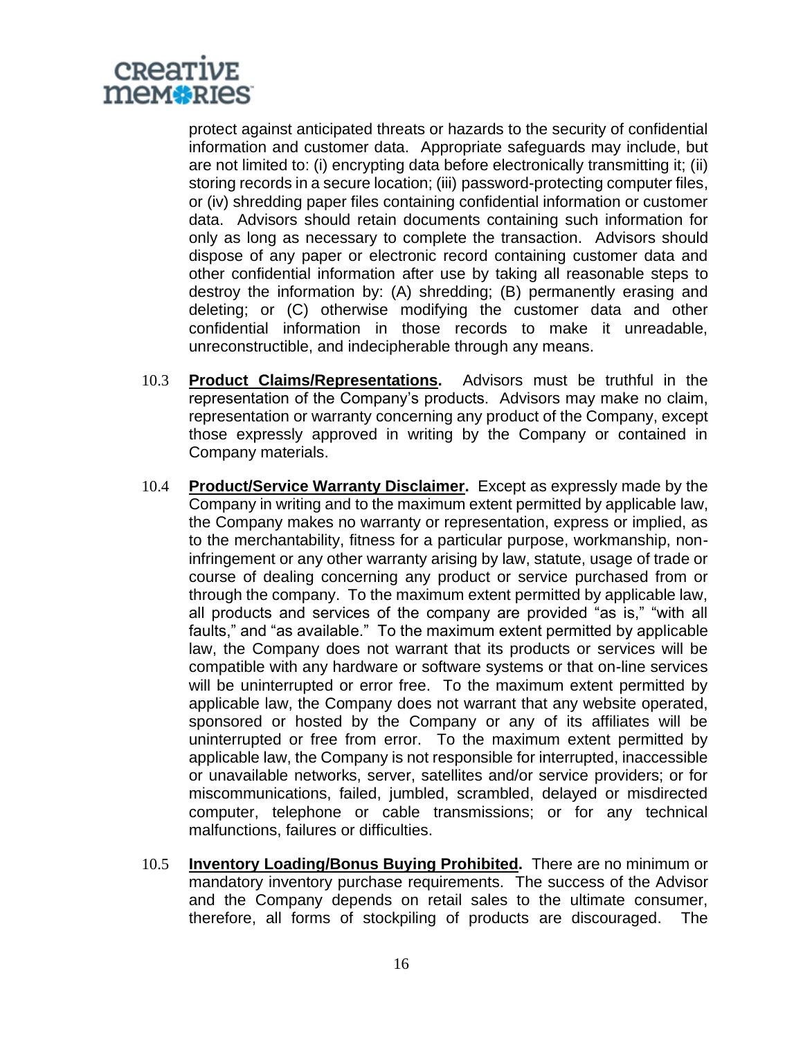protect against anticipated threats or hazards to the security of confidential information and customer data. Appropriate safeguards may include, but are not limited to: (i) encrypting data before electronically transmitting it; (ii) storing records in a secure location; (iii) password-protecting computer files, or (iv) shredding paper files containing confidential information or customer data. Advisors should retain documents containing such information for only as long as necessary to complete the transaction. Advisors should dispose of any paper or electronic record containing customer data and other confidential information after use by taking all reasonable steps to destroy the information by: (A) shredding; (B) permanently erasing and deleting; or (C) otherwise modifying the customer data and other confidential information in those records to make it unreadable, unreconstructible, and indecipherable through any means.

10.3 **Product Claims/Representations.** Advisors must be truthful in the representation of the Company's products. Advisors may make no claim, representation or warranty concerning any product of the Company, except those expressly approved in writing by the Company or contained in Company materials.

10.4 **Product/Service Warranty Disclaimer.** Except as expressly made by the Company in writing and to the maximum extent permitted by applicable law, the Company makes no warranty or representation, express or implied, as to the merchantability, fitness for a particular purpose, workmanship, non-infringement or any other warranty arising by law, statute, usage of trade or course of dealing concerning any product or service purchased from or through the company. To the maximum extent permitted by applicable law, all products and services of the company are provided "as is," "with all faults," and "as available." To the maximum extent permitted by applicable law, the Company does not warrant that its products or services will be compatible with any hardware or software systems or that on-line services will be uninterrupted or error free. To the maximum extent permitted by applicable law, the Company does not warrant that any website operated, sponsored or hosted by the Company or any of its affiliates will be uninterrupted or free from error. To the maximum extent permitted by applicable law, the Company is not responsible for interrupted, inaccessible or unavailable networks, server, satellites and/or service providers; or for miscommunications, failed, jumbled, scrambled, delayed or misdirected computer, telephone or cable transmissions; or for any technical malfunctions, failures or difficulties.

10.5 **Inventory Loading/Bonus Buying Prohibited.** There are no minimum or mandatory inventory purchase requirements. The success of the Advisor and the Company depends on retail sales to the ultimate consumer, therefore, all forms of stockpiling of products are discouraged. The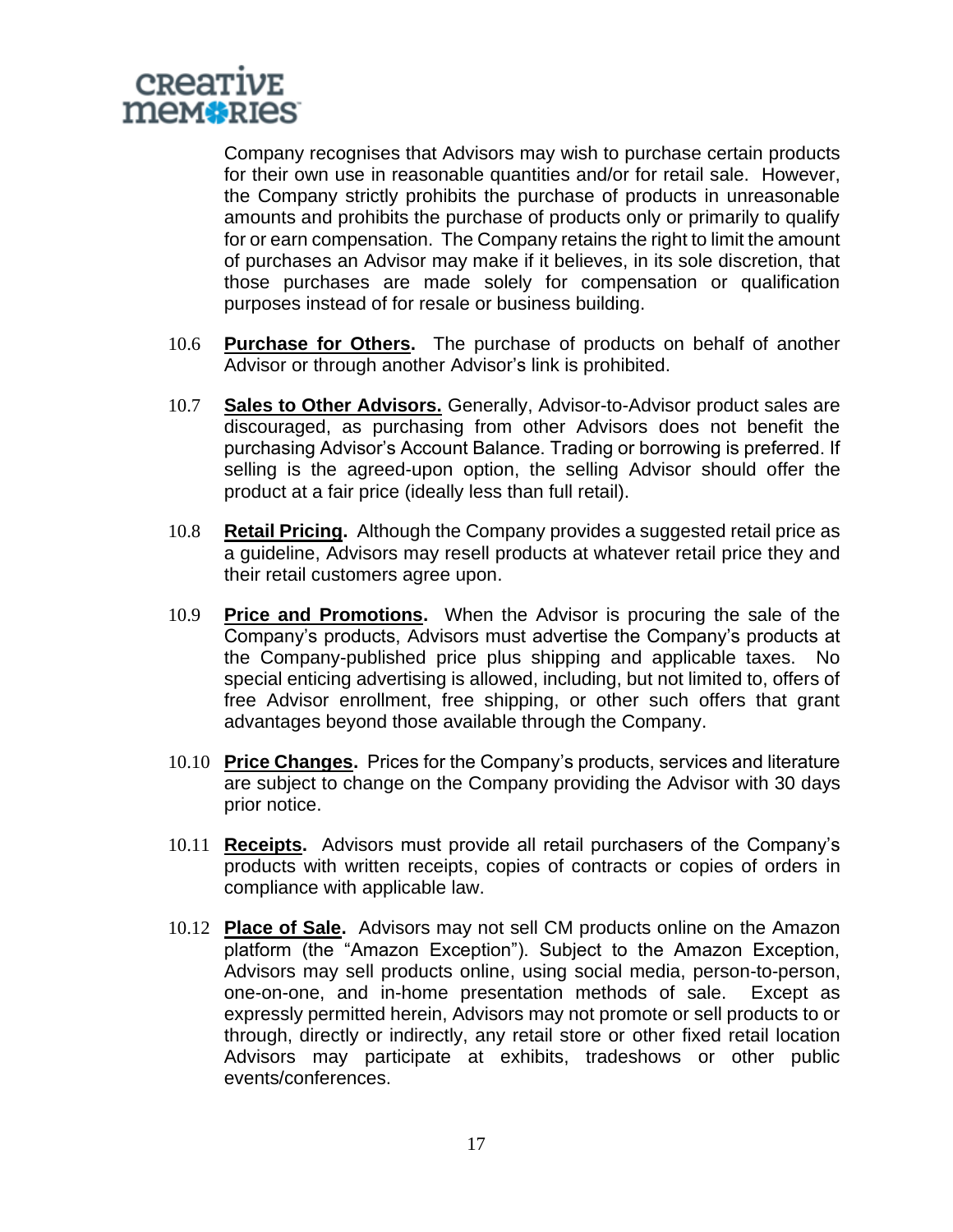Company recognises that Advisors may wish to purchase certain products for their own use in reasonable quantities and/or for retail sale. However, the Company strictly prohibits the purchase of products in unreasonable amounts and prohibits the purchase of products only or primarily to qualify for or earn compensation. The Company retains the right to limit the amount of purchases an Advisor may make if it believes, in its sole discretion, that those purchases are made solely for compensation or qualification purposes instead of for resale or business building.

10.6 **Purchase for Others.** The purchase of products on behalf of another Advisor or through another Advisor's link is prohibited.

10.7 **Sales to Other Advisors.** Generally, Advisor-to-Advisor product sales are discouraged, as purchasing from other Advisors does not benefit the purchasing Advisor's Account Balance. Trading or borrowing is preferred. If selling is the agreed-upon option, the selling Advisor should offer the product at a fair price (ideally less than full retail).

10.8 **Retail Pricing.** Although the Company provides a suggested retail price as a guideline, Advisors may resell products at whatever retail price they and their retail customers agree upon.

10.9 **Price and Promotions.** When the Advisor is procuring the sale of the Company's products, Advisors must advertise the Company's products at the Company-published price plus shipping and applicable taxes. No special enticing advertising is allowed, including, but not limited to, offers of free Advisor enrollment, free shipping, or other such offers that grant advantages beyond those available through the Company.

10.10 **Price Changes.** Prices for the Company's products, services and literature are subject to change on the Company providing the Advisor with 30 days prior notice.

10.11 **Receipts.** Advisors must provide all retail purchasers of the Company's products with written receipts, copies of contracts or copies of orders in compliance with applicable law.

10.12 **Place of Sale.** Advisors may not sell CM products online on the Amazon platform (the "Amazon Exception"). Subject to the Amazon Exception, Advisors may sell products online, using social media, person-to-person, one-on-one, and in-home presentation methods of sale. Except as expressly permitted herein, Advisors may not promote or sell products to or through, directly or indirectly, any retail store or other fixed retail location Advisors may participate at exhibits, tradeshows or other public events/conferences.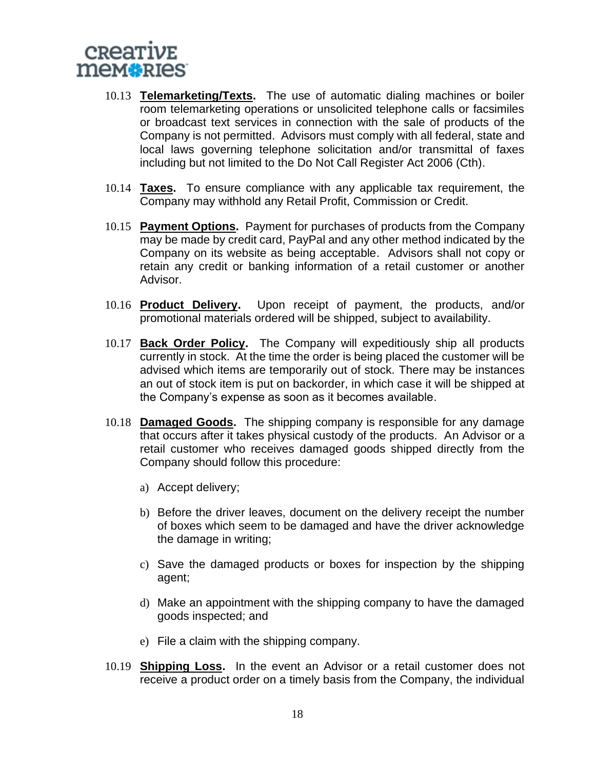10.13 **Telemarketing/Texts.** The use of automatic dialing machines or boiler room telemarketing operations or unsolicited telephone calls or facsimiles or broadcast text services in connection with the sale of products of the Company is not permitted. Advisors must comply with all federal, state and local laws governing telephone solicitation and/or transmittal of faxes including but not limited to the Do Not Call Register Act 2006 (Cth).

10.14 **Taxes.** To ensure compliance with any applicable tax requirement, the Company may withhold any Retail Profit, Commission or Credit.

10.15 **Payment Options.** Payment for purchases of products from the Company may be made by credit card, PayPal and any other method indicated by the Company on its website as being acceptable. Advisors shall not copy or retain any credit or banking information of a retail customer or another Advisor.

10.16 **Product Delivery.** Upon receipt of payment, the products, and/or promotional materials ordered will be shipped, subject to availability.

10.17 **Back Order Policy.** The Company will expeditiously ship all products currently in stock. At the time the order is being placed the customer will be advised which items are temporarily out of stock. There may be instances an out of stock item is put on backorder, in which case it will be shipped at the Company's expense as soon as it becomes available.

10.18 **Damaged Goods.** The shipping company is responsible for any damage that occurs after it takes physical custody of the products. An Advisor or a retail customer who receives damaged goods shipped directly from the Company should follow this procedure:

a) Accept delivery;

b) Before the driver leaves, document on the delivery receipt the number of boxes which seem to be damaged and have the driver acknowledge the damage in writing;

c) Save the damaged products or boxes for inspection by the shipping agent;

d) Make an appointment with the shipping company to have the damaged goods inspected; and

e) File a claim with the shipping company.

10.19 **Shipping Loss.** In the event an Advisor or a retail customer does not receive a product order on a timely basis from the Company, the individual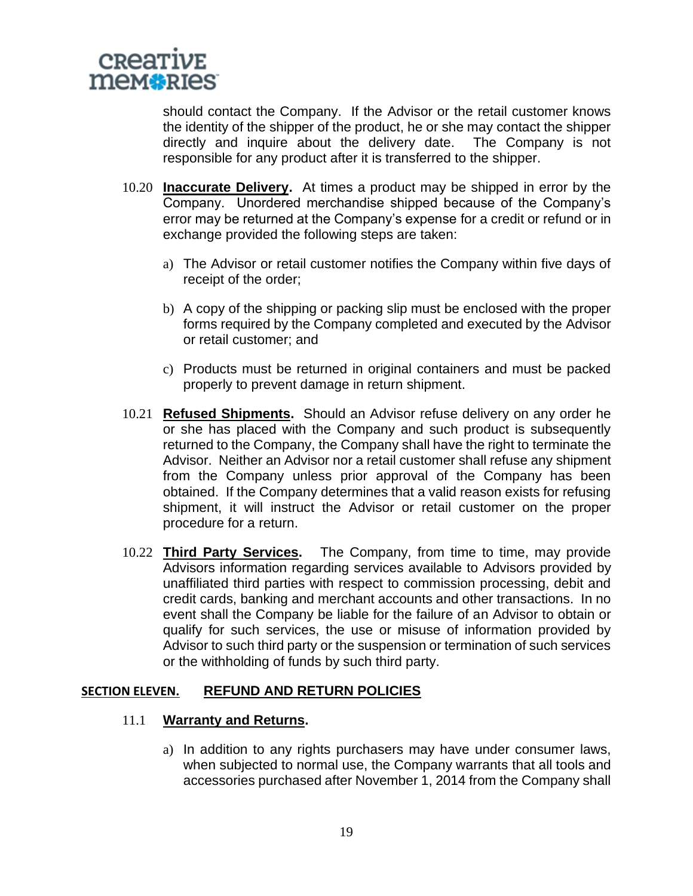should contact the Company. If the Advisor or the retail customer knows the identity of the shipper of the product, he or she may contact the shipper directly and inquire about the delivery date. The Company is not responsible for any product after it is transferred to the shipper.

10.20 **Inaccurate Delivery.** At times a product may be shipped in error by the Company. Unordered merchandise shipped because of the Company's error may be returned at the Company's expense for a credit or refund or in exchange provided the following steps are taken:

a) The Advisor or retail customer notifies the Company within five days of receipt of the order;

b) A copy of the shipping or packing slip must be enclosed with the proper forms required by the Company completed and executed by the Advisor or retail customer; and

c) Products must be returned in original containers and must be packed properly to prevent damage in return shipment.

10.21 **Refused Shipments.** Should an Advisor refuse delivery on any order he or she has placed with the Company and such product is subsequently returned to the Company, the Company shall have the right to terminate the Advisor. Neither an Advisor nor a retail customer shall refuse any shipment from the Company unless prior approval of the Company has been obtained. If the Company determines that a valid reason exists for refusing shipment, it will instruct the Advisor or retail customer on the proper procedure for a return.

10.22 **Third Party Services.** The Company, from time to time, may provide Advisors information regarding services available to Advisors provided by unaffiliated third parties with respect to commission processing, debit and credit cards, banking and merchant accounts and other transactions. In no event shall the Company be liable for the failure of an Advisor to obtain or qualify for such services, the use or misuse of information provided by Advisor to such third party or the suspension or termination of such services or the withholding of funds by such third party.

## SECTION ELEVEN. REFUND AND RETURN POLICIES

11.1 **Warranty and Returns.**

a) In addition to any rights purchasers may have under consumer laws, when subjected to normal use, the Company warrants that all tools and accessories purchased after November 1, 2014 from the Company shall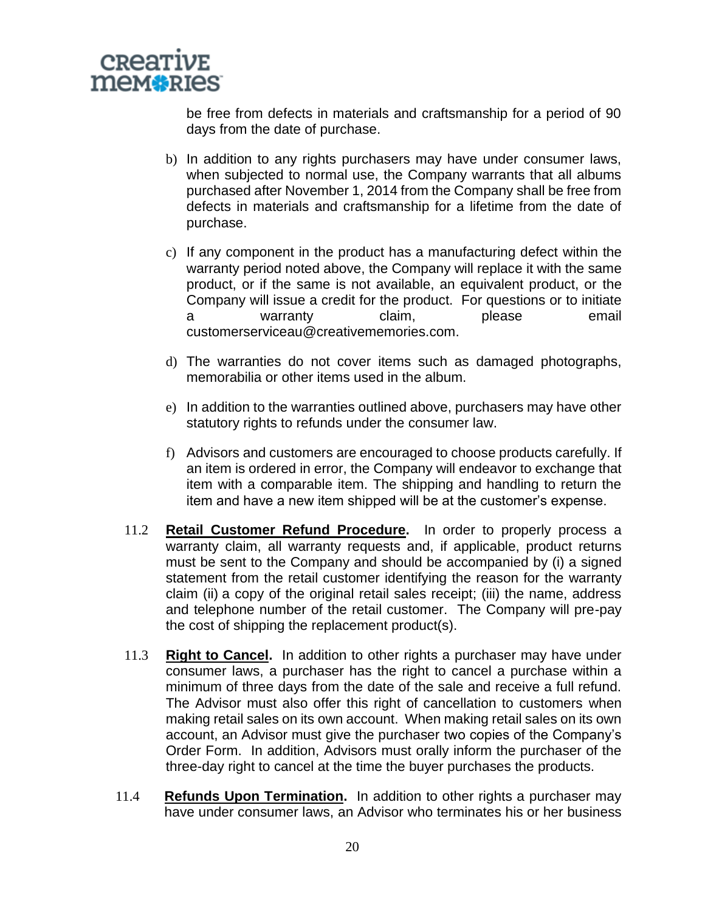be free from defects in materials and craftsmanship for a period of 90 days from the date of purchase.

b) In addition to any rights purchasers may have under consumer laws, when subjected to normal use, the Company warrants that all albums purchased after November 1, 2014 from the Company shall be free from defects in materials and craftsmanship for a lifetime from the date of purchase.

c) If any component in the product has a manufacturing defect within the warranty period noted above, the Company will replace it with the same product, or if the same is not available, an equivalent product, or the Company will issue a credit for the product. For questions or to initiate a warranty claim, please email customerserviceau@creativememories.com.

d) The warranties do not cover items such as damaged photographs, memorabilia or other items used in the album.

e) In addition to the warranties outlined above, purchasers may have other statutory rights to refunds under the consumer law.

f) Advisors and customers are encouraged to choose products carefully. If an item is ordered in error, the Company will endeavor to exchange that item with a comparable item. The shipping and handling to return the item and have a new item shipped will be at the customer's expense.

11.2 **Retail Customer Refund Procedure.** In order to properly process a warranty claim, all warranty requests and, if applicable, product returns must be sent to the Company and should be accompanied by (i) a signed statement from the retail customer identifying the reason for the warranty claim (ii) a copy of the original retail sales receipt; (iii) the name, address and telephone number of the retail customer. The Company will pre-pay the cost of shipping the replacement product(s).

11.3 **Right to Cancel.** In addition to other rights a purchaser may have under consumer laws, a purchaser has the right to cancel a purchase within a minimum of three days from the date of the sale and receive a full refund. The Advisor must also offer this right of cancellation to customers when making retail sales on its own account. When making retail sales on its own account, an Advisor must give the purchaser two copies of the Company's Order Form. In addition, Advisors must orally inform the purchaser of the three-day right to cancel at the time the buyer purchases the products.

11.4 **Refunds Upon Termination.** In addition to other rights a purchaser may have under consumer laws, an Advisor who terminates his or her business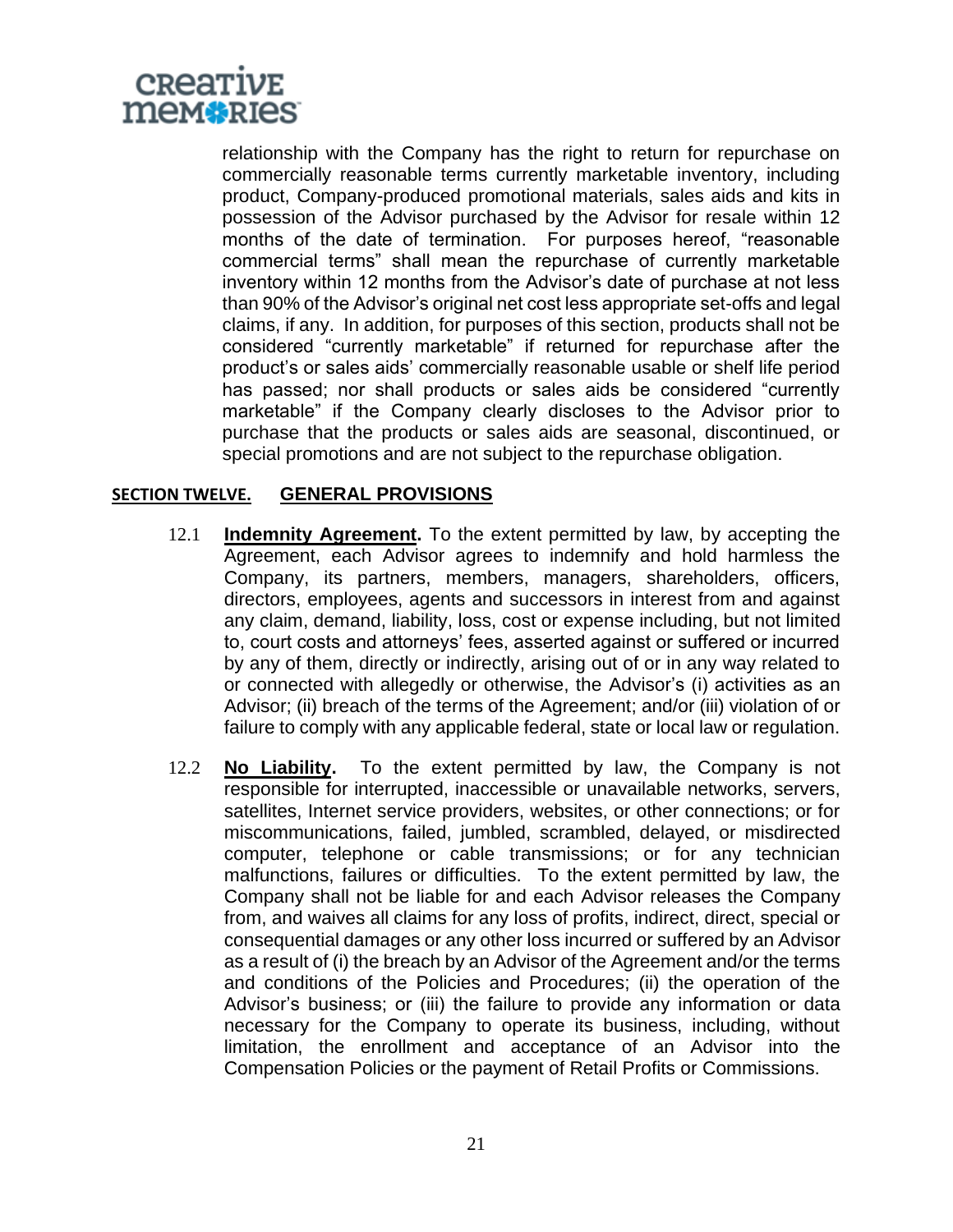relationship with the Company has the right to return for repurchase on commercially reasonable terms currently marketable inventory, including product, Company-produced promotional materials, sales aids and kits in possession of the Advisor purchased by the Advisor for resale within 12 months of the date of termination. For purposes hereof, "reasonable commercial terms" shall mean the repurchase of currently marketable inventory within 12 months from the Advisor's date of purchase at not less than 90% of the Advisor's original net cost less appropriate set-offs and legal claims, if any. In addition, for purposes of this section, products shall not be considered "currently marketable" if returned for repurchase after the product's or sales aids' commercially reasonable usable or shelf life period has passed; nor shall products or sales aids be considered "currently marketable" if the Company clearly discloses to the Advisor prior to purchase that the products or sales aids are seasonal, discontinued, or special promotions and are not subject to the repurchase obligation.

## SECTION TWELVE. GENERAL PROVISIONS

12.1 **Indemnity Agreement.** To the extent permitted by law, by accepting the Agreement, each Advisor agrees to indemnify and hold harmless the Company, its partners, members, managers, shareholders, officers, directors, employees, agents and successors in interest from and against any claim, demand, liability, loss, cost or expense including, but not limited to, court costs and attorneys' fees, asserted against or suffered or incurred by any of them, directly or indirectly, arising out of or in any way related to or connected with allegedly or otherwise, the Advisor's (i) activities as an Advisor; (ii) breach of the terms of the Agreement; and/or (iii) violation of or failure to comply with any applicable federal, state or local law or regulation.

12.2 **No Liability.** To the extent permitted by law, the Company is not responsible for interrupted, inaccessible or unavailable networks, servers, satellites, Internet service providers, websites, or other connections; or for miscommunications, failed, jumbled, scrambled, delayed, or misdirected computer, telephone or cable transmissions; or for any technician malfunctions, failures or difficulties. To the extent permitted by law, the Company shall not be liable for and each Advisor releases the Company from, and waives all claims for any loss of profits, indirect, direct, special or consequential damages or any other loss incurred or suffered by an Advisor as a result of (i) the breach by an Advisor of the Agreement and/or the terms and conditions of the Policies and Procedures; (ii) the operation of the Advisor's business; or (iii) the failure to provide any information or data necessary for the Company to operate its business, including, without limitation, the enrollment and acceptance of an Advisor into the Compensation Policies or the payment of Retail Profits or Commissions.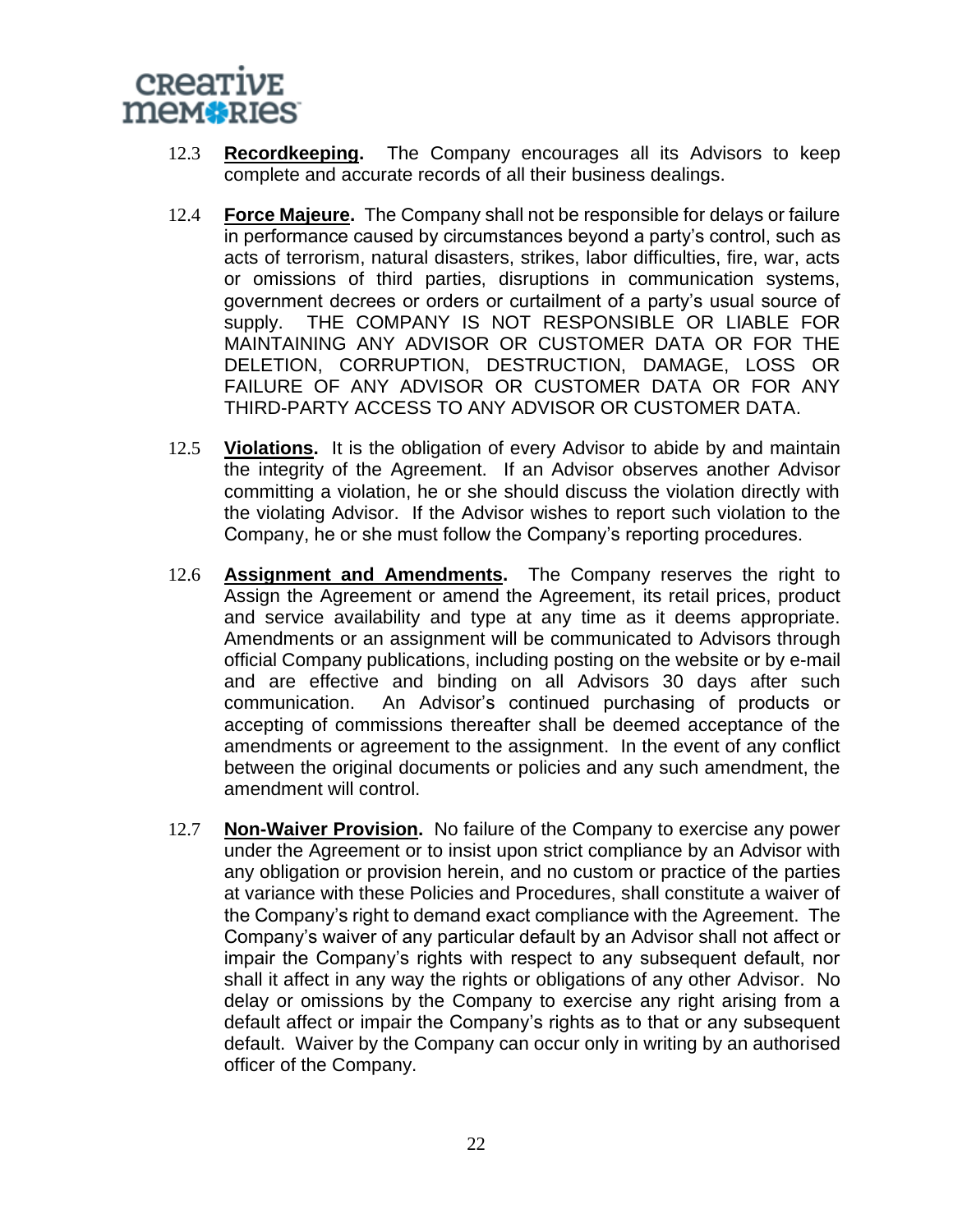12.3 **<u>Recordkeeping</u>.** The Company encourages all its Advisors to keep complete and accurate records of all their business dealings.

12.4 **<u>Force Majeure</u>.** The Company shall not be responsible for delays or failure in performance caused by circumstances beyond a party's control, such as acts of terrorism, natural disasters, strikes, labor difficulties, fire, war, acts or omissions of third parties, disruptions in communication systems, government decrees or orders or curtailment of a party's usual source of supply. THE COMPANY IS NOT RESPONSIBLE OR LIABLE FOR MAINTAINING ANY ADVISOR OR CUSTOMER DATA OR FOR THE DELETION, CORRUPTION, DESTRUCTION, DAMAGE, LOSS OR FAILURE OF ANY ADVISOR OR CUSTOMER DATA OR FOR ANY THIRD-PARTY ACCESS TO ANY ADVISOR OR CUSTOMER DATA.

12.5 **<u>Violations</u>.** It is the obligation of every Advisor to abide by and maintain the integrity of the Agreement. If an Advisor observes another Advisor committing a violation, he or she should discuss the violation directly with the violating Advisor. If the Advisor wishes to report such violation to the Company, he or she must follow the Company's reporting procedures.

12.6 **<u>Assignment and Amendments</u>.** The Company reserves the right to Assign the Agreement or amend the Agreement, its retail prices, product and service availability and type at any time as it deems appropriate. Amendments or an assignment will be communicated to Advisors through official Company publications, including posting on the website or by e-mail and are effective and binding on all Advisors 30 days after such communication. An Advisor's continued purchasing of products or accepting of commissions thereafter shall be deemed acceptance of the amendments or agreement to the assignment. In the event of any conflict between the original documents or policies and any such amendment, the amendment will control.

12.7 **<u>Non-Waiver Provision</u>.** No failure of the Company to exercise any power under the Agreement or to insist upon strict compliance by an Advisor with any obligation or provision herein, and no custom or practice of the parties at variance with these Policies and Procedures, shall constitute a waiver of the Company's right to demand exact compliance with the Agreement. The Company's waiver of any particular default by an Advisor shall not affect or impair the Company's rights with respect to any subsequent default, nor shall it affect in any way the rights or obligations of any other Advisor. No delay or omissions by the Company to exercise any right arising from a default affect or impair the Company's rights as to that or any subsequent default. Waiver by the Company can occur only in writing by an authorised officer of the Company.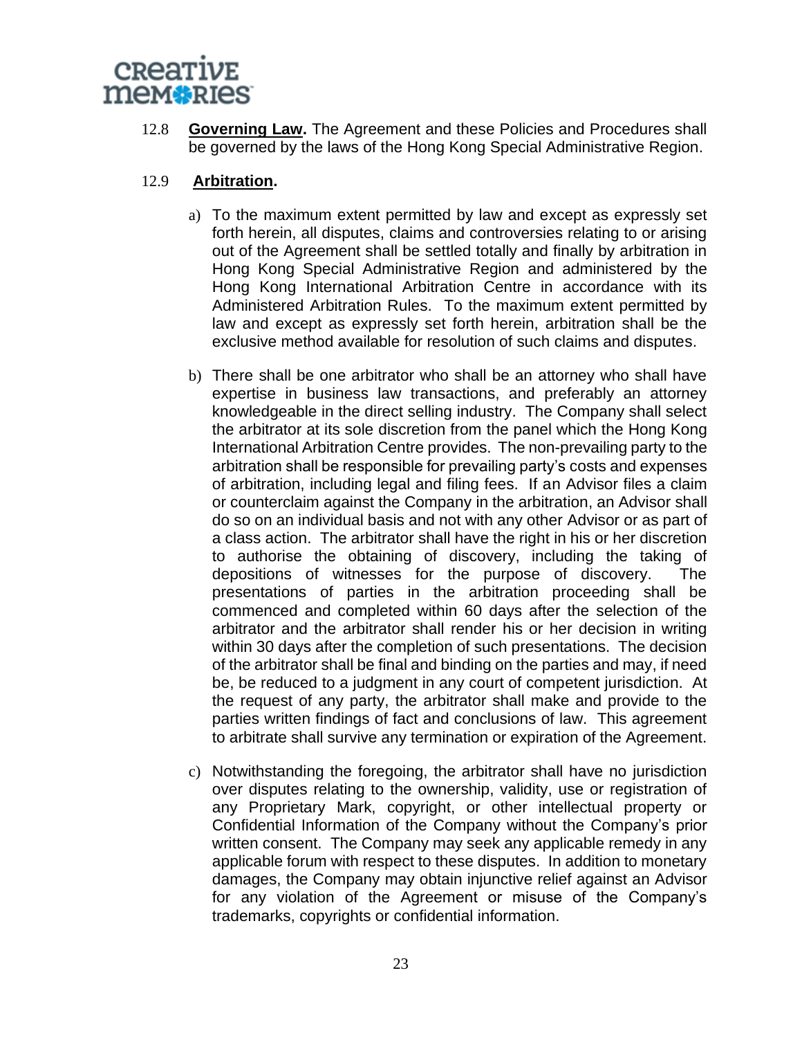12.8 **Governing Law.** The Agreement and these Policies and Procedures shall be governed by the laws of the Hong Kong Special Administrative Region.

12.9 **Arbitration.**

a) To the maximum extent permitted by law and except as expressly set forth herein, all disputes, claims and controversies relating to or arising out of the Agreement shall be settled totally and finally by arbitration in Hong Kong Special Administrative Region and administered by the Hong Kong International Arbitration Centre in accordance with its Administered Arbitration Rules. To the maximum extent permitted by law and except as expressly set forth herein, arbitration shall be the exclusive method available for resolution of such claims and disputes.

b) There shall be one arbitrator who shall be an attorney who shall have expertise in business law transactions, and preferably an attorney knowledgeable in the direct selling industry. The Company shall select the arbitrator at its sole discretion from the panel which the Hong Kong International Arbitration Centre provides. The non-prevailing party to the arbitration shall be responsible for prevailing party's costs and expenses of arbitration, including legal and filing fees. If an Advisor files a claim or counterclaim against the Company in the arbitration, an Advisor shall do so on an individual basis and not with any other Advisor or as part of a class action. The arbitrator shall have the right in his or her discretion to authorise the obtaining of discovery, including the taking of depositions of witnesses for the purpose of discovery. The presentations of parties in the arbitration proceeding shall be commenced and completed within 60 days after the selection of the arbitrator and the arbitrator shall render his or her decision in writing within 30 days after the completion of such presentations. The decision of the arbitrator shall be final and binding on the parties and may, if need be, be reduced to a judgment in any court of competent jurisdiction. At the request of any party, the arbitrator shall make and provide to the parties written findings of fact and conclusions of law. This agreement to arbitrate shall survive any termination or expiration of the Agreement.

c) Notwithstanding the foregoing, the arbitrator shall have no jurisdiction over disputes relating to the ownership, validity, use or registration of any Proprietary Mark, copyright, or other intellectual property or Confidential Information of the Company without the Company's prior written consent. The Company may seek any applicable remedy in any applicable forum with respect to these disputes. In addition to monetary damages, the Company may obtain injunctive relief against an Advisor for any violation of the Agreement or misuse of the Company's trademarks, copyrights or confidential information.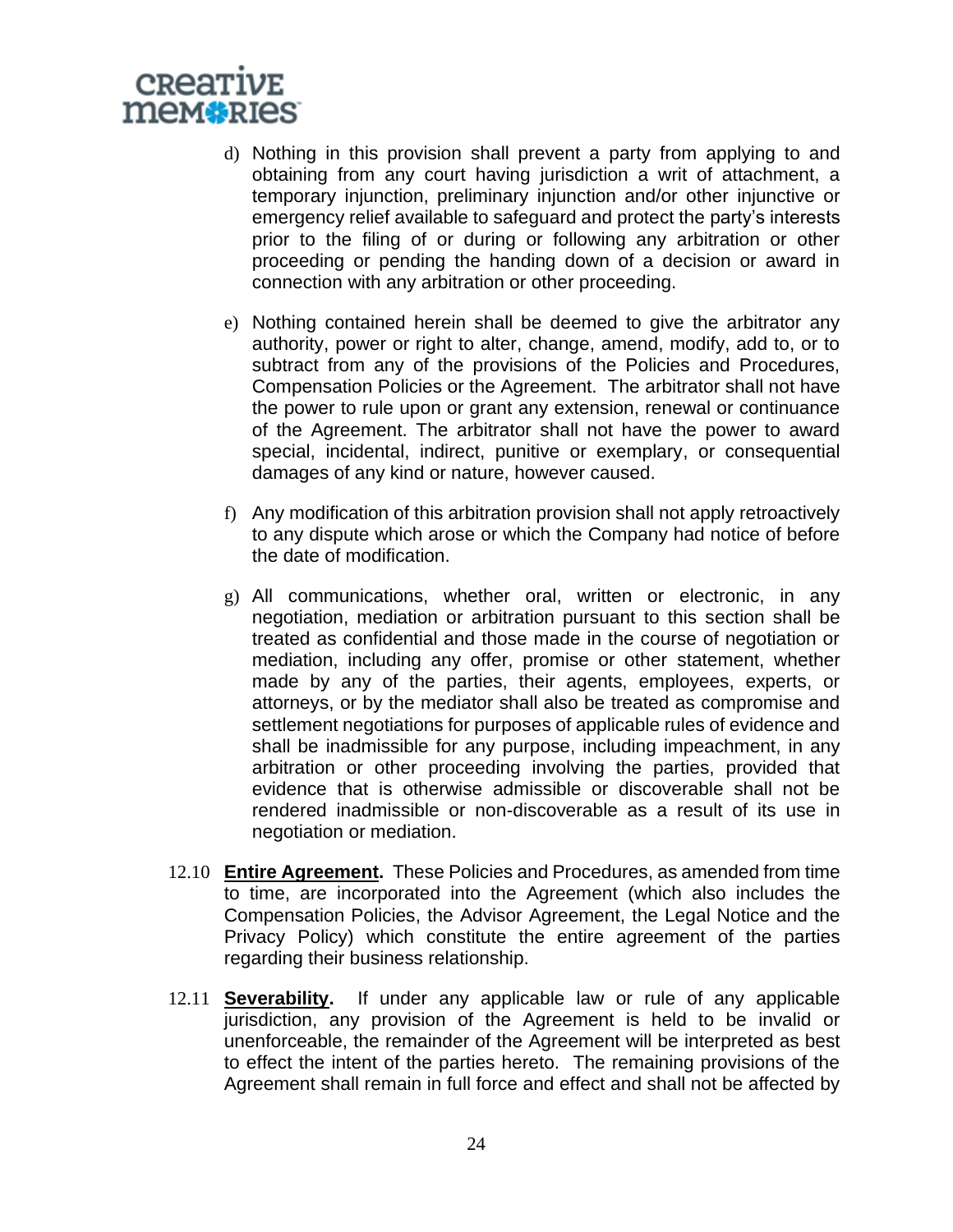d) Nothing in this provision shall prevent a party from applying to and obtaining from any court having jurisdiction a writ of attachment, a temporary injunction, preliminary injunction and/or other injunctive or emergency relief available to safeguard and protect the party's interests prior to the filing of or during or following any arbitration or other proceeding or pending the handing down of a decision or award in connection with any arbitration or other proceeding.

e) Nothing contained herein shall be deemed to give the arbitrator any authority, power or right to alter, change, amend, modify, add to, or to subtract from any of the provisions of the Policies and Procedures, Compensation Policies or the Agreement. The arbitrator shall not have the power to rule upon or grant any extension, renewal or continuance of the Agreement. The arbitrator shall not have the power to award special, incidental, indirect, punitive or exemplary, or consequential damages of any kind or nature, however caused.

f) Any modification of this arbitration provision shall not apply retroactively to any dispute which arose or which the Company had notice of before the date of modification.

g) All communications, whether oral, written or electronic, in any negotiation, mediation or arbitration pursuant to this section shall be treated as confidential and those made in the course of negotiation or mediation, including any offer, promise or other statement, whether made by any of the parties, their agents, employees, experts, or attorneys, or by the mediator shall also be treated as compromise and settlement negotiations for purposes of applicable rules of evidence and shall be inadmissible for any purpose, including impeachment, in any arbitration or other proceeding involving the parties, provided that evidence that is otherwise admissible or discoverable shall not be rendered inadmissible or non-discoverable as a result of its use in negotiation or mediation.

12.10 **Entire Agreement.** These Policies and Procedures, as amended from time to time, are incorporated into the Agreement (which also includes the Compensation Policies, the Advisor Agreement, the Legal Notice and the Privacy Policy) which constitute the entire agreement of the parties regarding their business relationship.

12.11 **Severability.** If under any applicable law or rule of any applicable jurisdiction, any provision of the Agreement is held to be invalid or unenforceable, the remainder of the Agreement will be interpreted as best to effect the intent of the parties hereto. The remaining provisions of the Agreement shall remain in full force and effect and shall not be affected by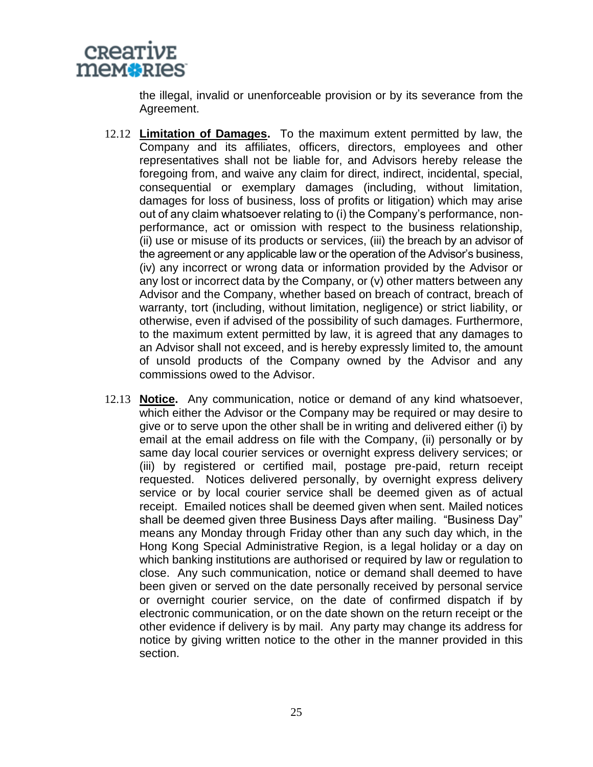the illegal, invalid or unenforceable provision or by its severance from the Agreement.

12.12 **Limitation of Damages.** To the maximum extent permitted by law, the Company and its affiliates, officers, directors, employees and other representatives shall not be liable for, and Advisors hereby release the foregoing from, and waive any claim for direct, indirect, incidental, special, consequential or exemplary damages (including, without limitation, damages for loss of business, loss of profits or litigation) which may arise out of any claim whatsoever relating to (i) the Company's performance, non-performance, act or omission with respect to the business relationship, (ii) use or misuse of its products or services, (iii) the breach by an advisor of the agreement or any applicable law or the operation of the Advisor's business, (iv) any incorrect or wrong data or information provided by the Advisor or any lost or incorrect data by the Company, or (v) other matters between any Advisor and the Company, whether based on breach of contract, breach of warranty, tort (including, without limitation, negligence) or strict liability, or otherwise, even if advised of the possibility of such damages. Furthermore, to the maximum extent permitted by law, it is agreed that any damages to an Advisor shall not exceed, and is hereby expressly limited to, the amount of unsold products of the Company owned by the Advisor and any commissions owed to the Advisor.

12.13 **Notice.** Any communication, notice or demand of any kind whatsoever, which either the Advisor or the Company may be required or may desire to give or to serve upon the other shall be in writing and delivered either (i) by email at the email address on file with the Company, (ii) personally or by same day local courier services or overnight express delivery services; or (iii) by registered or certified mail, postage pre-paid, return receipt requested. Notices delivered personally, by overnight express delivery service or by local courier service shall be deemed given as of actual receipt. Emailed notices shall be deemed given when sent. Mailed notices shall be deemed given three Business Days after mailing. "Business Day" means any Monday through Friday other than any such day which, in the Hong Kong Special Administrative Region, is a legal holiday or a day on which banking institutions are authorised or required by law or regulation to close. Any such communication, notice or demand shall deemed to have been given or served on the date personally received by personal service or overnight courier service, on the date of confirmed dispatch if by electronic communication, or on the date shown on the return receipt or the other evidence if delivery is by mail. Any party may change its address for notice by giving written notice to the other in the manner provided in this section.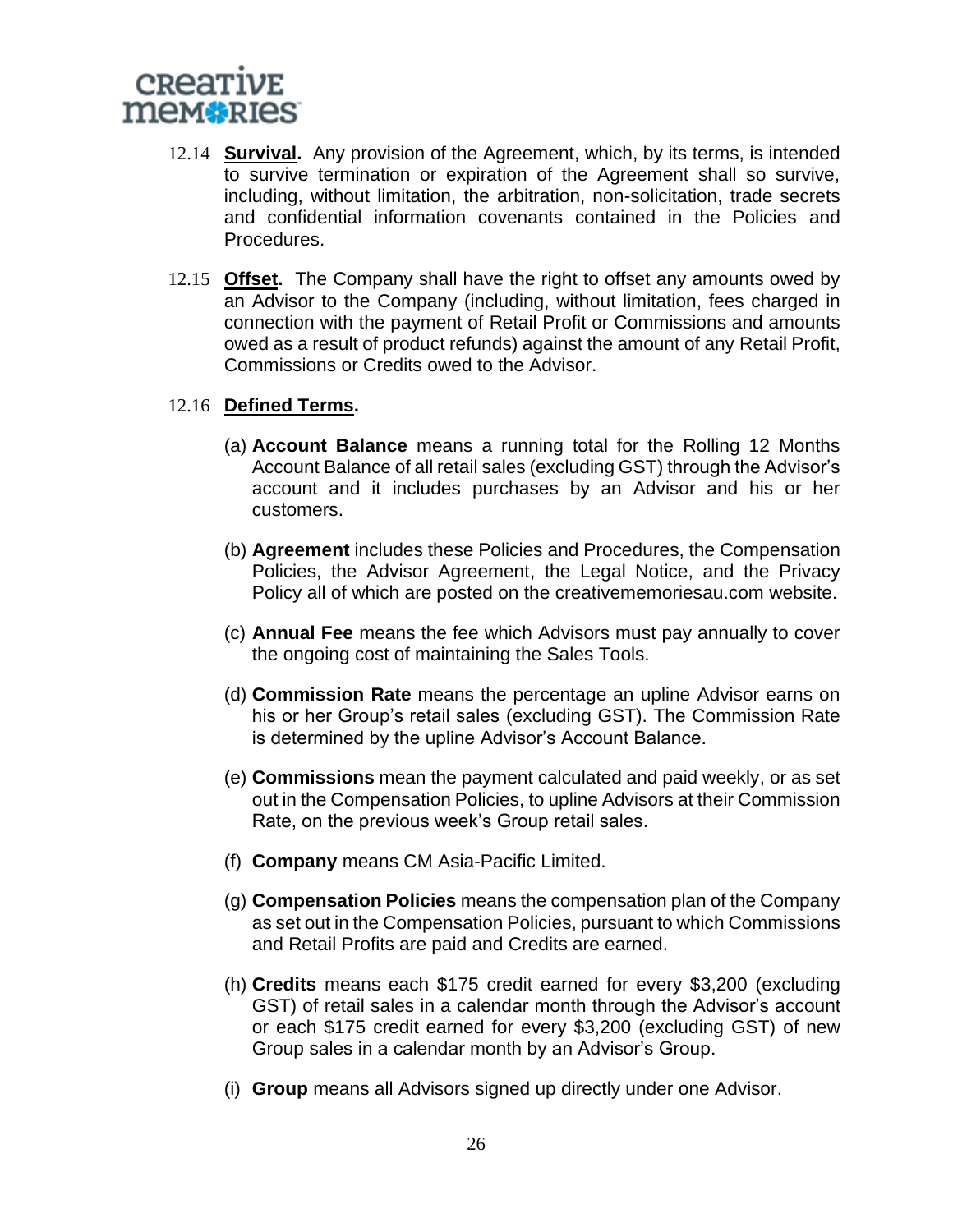12.14 **Survival.** Any provision of the Agreement, which, by its terms, is intended to survive termination or expiration of the Agreement shall so survive, including, without limitation, the arbitration, non-solicitation, trade secrets and confidential information covenants contained in the Policies and Procedures.

12.15 **Offset.** The Company shall have the right to offset any amounts owed by an Advisor to the Company (including, without limitation, fees charged in connection with the payment of Retail Profit or Commissions and amounts owed as a result of product refunds) against the amount of any Retail Profit, Commissions or Credits owed to the Advisor.

12.16 **Defined Terms.**

(a) **Account Balance** means a running total for the Rolling 12 Months Account Balance of all retail sales (excluding GST) through the Advisor's account and it includes purchases by an Advisor and his or her customers.

(b) **Agreement** includes these Policies and Procedures, the Compensation Policies, the Advisor Agreement, the Legal Notice, and the Privacy Policy all of which are posted on the creativememoriesau.com website.

(c) **Annual Fee** means the fee which Advisors must pay annually to cover the ongoing cost of maintaining the Sales Tools.

(d) **Commission Rate** means the percentage an upline Advisor earns on his or her Group's retail sales (excluding GST). The Commission Rate is determined by the upline Advisor's Account Balance.

(e) **Commissions** mean the payment calculated and paid weekly, or as set out in the Compensation Policies, to upline Advisors at their Commission Rate, on the previous week's Group retail sales.

(f) **Company** means CM Asia-Pacific Limited.

(g) **Compensation Policies** means the compensation plan of the Company as set out in the Compensation Policies, pursuant to which Commissions and Retail Profits are paid and Credits are earned.

(h) **Credits** means each $175 credit earned for every $3,200 (excluding GST) of retail sales in a calendar month through the Advisor's account or each $175 credit earned for every $3,200 (excluding GST) of new Group sales in a calendar month by an Advisor's Group.

(i) **Group** means all Advisors signed up directly under one Advisor.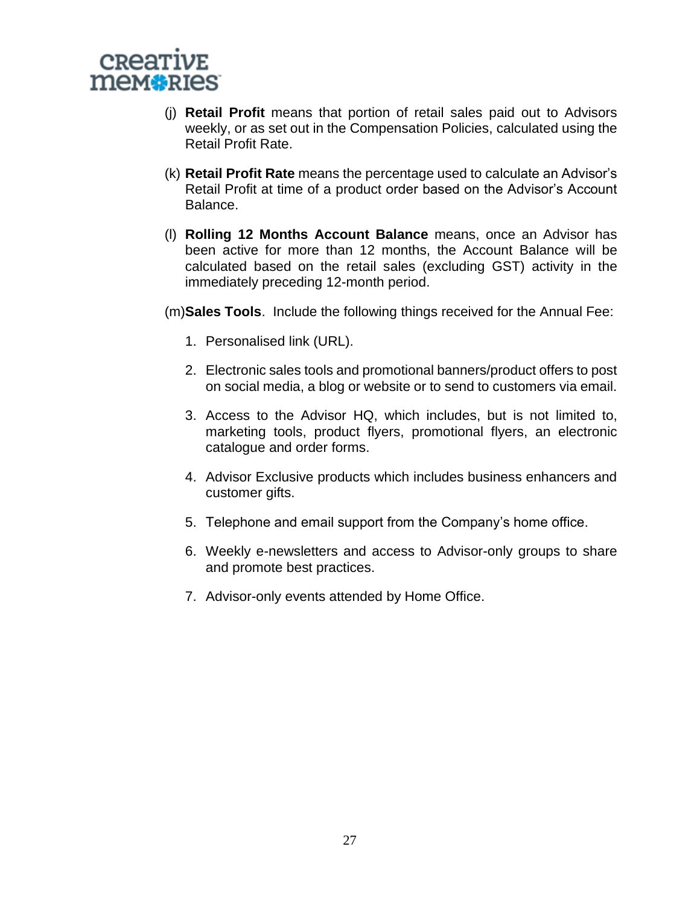(j) **Retail Profit** means that portion of retail sales paid out to Advisors weekly, or as set out in the Compensation Policies, calculated using the Retail Profit Rate.

(k) **Retail Profit Rate** means the percentage used to calculate an Advisor's Retail Profit at time of a product order based on the Advisor's Account Balance.

(l) **Rolling 12 Months Account Balance** means, once an Advisor has been active for more than 12 months, the Account Balance will be calculated based on the retail sales (excluding GST) activity in the immediately preceding 12-month period.

(m) **Sales Tools**. Include the following things received for the Annual Fee:

1. Personalised link (URL).
2. Electronic sales tools and promotional banners/product offers to post on social media, a blog or website or to send to customers via email.
3. Access to the Advisor HQ, which includes, but is not limited to, marketing tools, product flyers, promotional flyers, an electronic catalogue and order forms.
4. Advisor Exclusive products which includes business enhancers and customer gifts.
5. Telephone and email support from the Company's home office.
6. Weekly e-newsletters and access to Advisor-only groups to share and promote best practices.
7. Advisor-only events attended by Home Office.